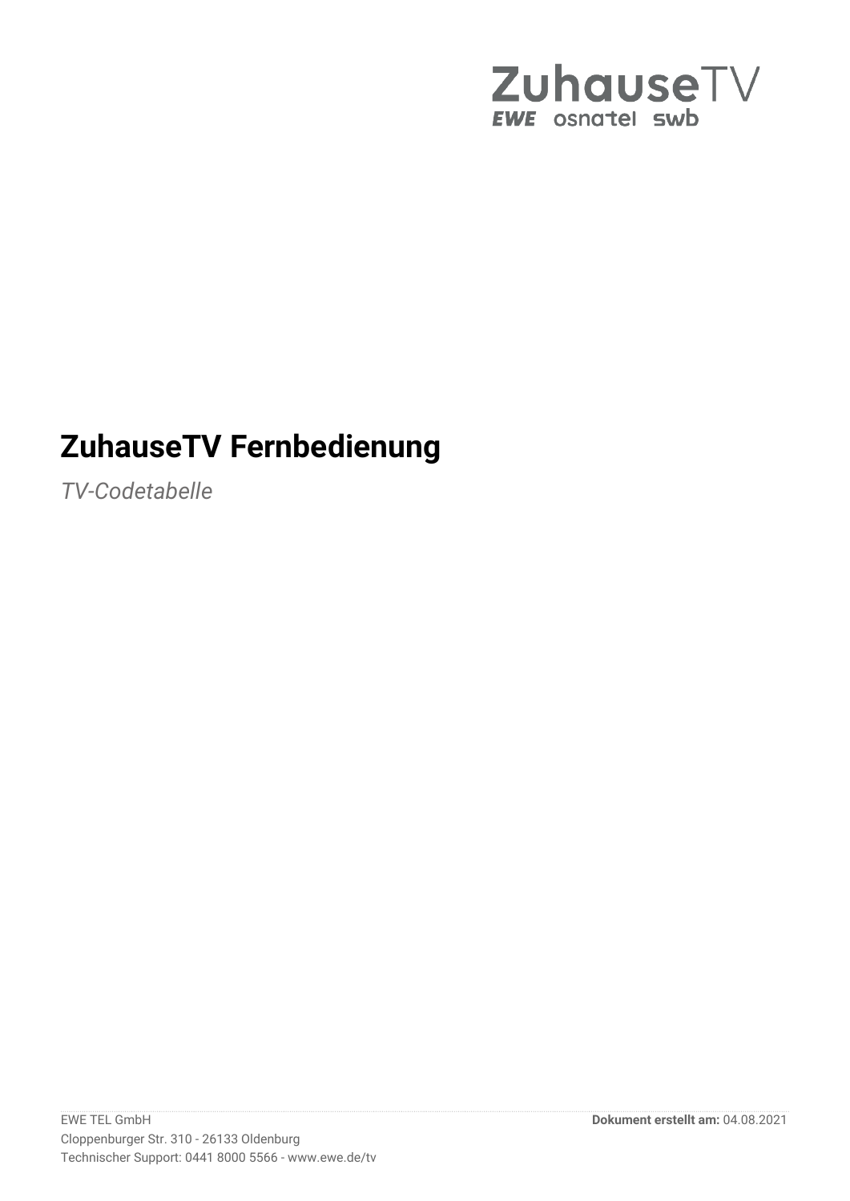ZuhauseTV
EWE osnatel swb

# ZuhauseTV Fernbedienung

*TV-Codetabelle*

EWE TEL GmbH
Cloppenburger Str. 310 - 26133 Oldenburg
Technischer Support: 0441 8000 5566 - www.ewe.de/tv

**Dokument erstellt am:** 04.08.2021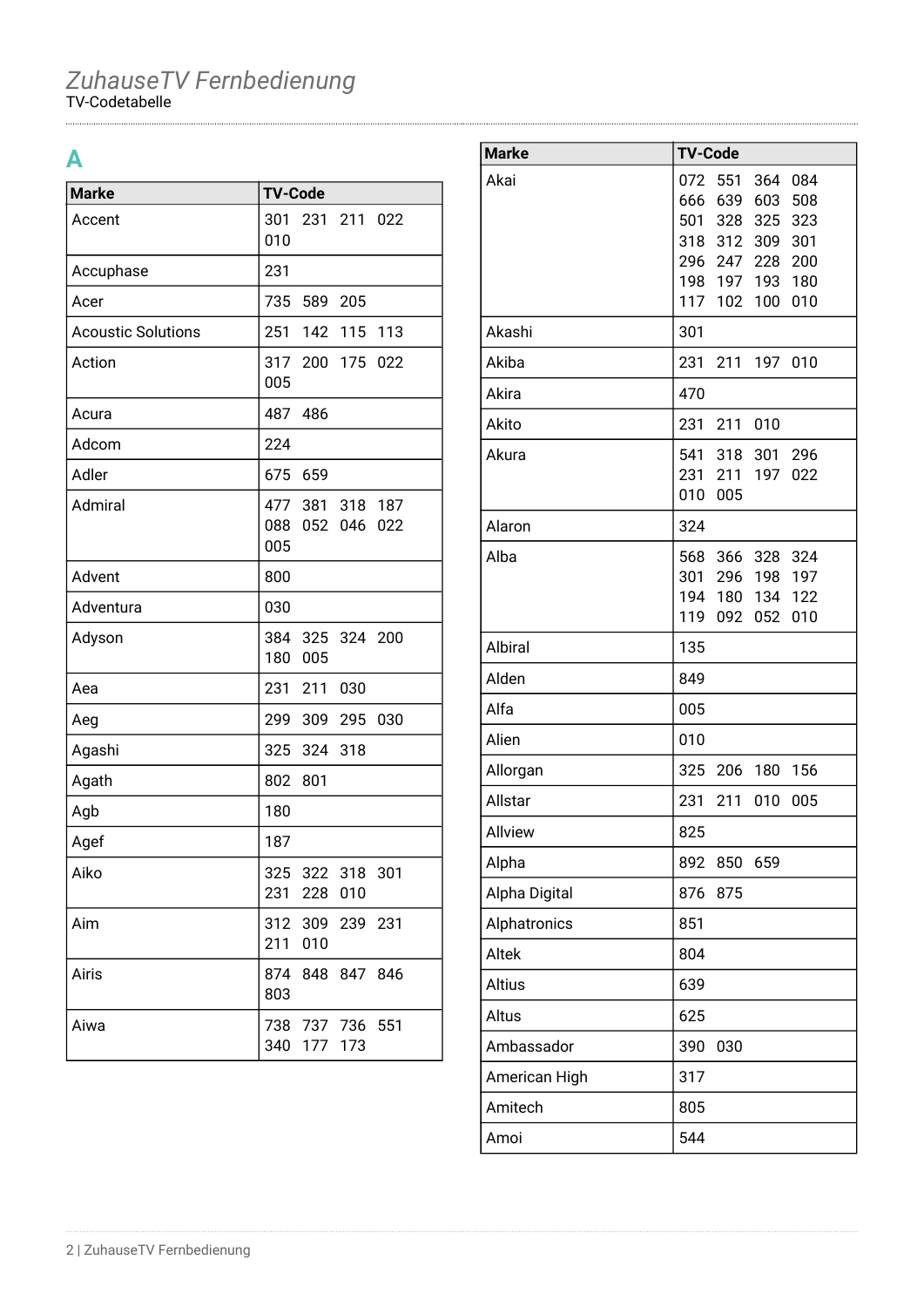# ZuhauseTV Fernbedienung

TV-Codetabelle

## A

| Marke | TV-Code |
|---|---|
| Accent | 301 231 211 022 010 |
| Accuphase | 231 |
| Acer | 735 589 205 |
| Acoustic Solutions | 251 142 115 113 |
| Action | 317 200 175 022 005 |
| Acura | 487 486 |
| Adcom | 224 |
| Adler | 675 659 |
| Admiral | 477 381 318 187 088 052 046 022 005 |
| Advent | 800 |
| Adventura | 030 |
| Adyson | 384 325 324 200 180 005 |
| Aea | 231 211 030 |
| Aeg | 299 309 295 030 |
| Agashi | 325 324 318 |
| Agath | 802 801 |
| Agb | 180 |
| Agef | 187 |
| Aiko | 325 322 318 301 231 228 010 |
| Aim | 312 309 239 231 211 010 |
| Airis | 874 848 847 846 803 |
| Aiwa | 738 737 736 551 340 177 173 |

| Marke | TV-Code |
|---|---|
| Akai | 072 551 364 084 666 639 603 508 501 328 325 323 318 312 309 301 296 247 228 200 198 197 193 180 117 102 100 010 |
| Akashi | 301 |
| Akiba | 231 211 197 010 |
| Akira | 470 |
| Akito | 231 211 010 |
| Akura | 541 318 301 296 231 211 197 022 010 005 |
| Alaron | 324 |
| Alba | 568 366 328 324 301 296 198 197 194 180 134 122 119 092 052 010 |
| Albiral | 135 |
| Alden | 849 |
| Alfa | 005 |
| Alien | 010 |
| Allorgan | 325 206 180 156 |
| Allstar | 231 211 010 005 |
| Allview | 825 |
| Alpha | 892 850 659 |
| Alpha Digital | 876 875 |
| Alphatronics | 851 |
| Altek | 804 |
| Altius | 639 |
| Altus | 625 |
| Ambassador | 390 030 |
| American High | 317 |
| Amitech | 805 |
| Amoi | 544 |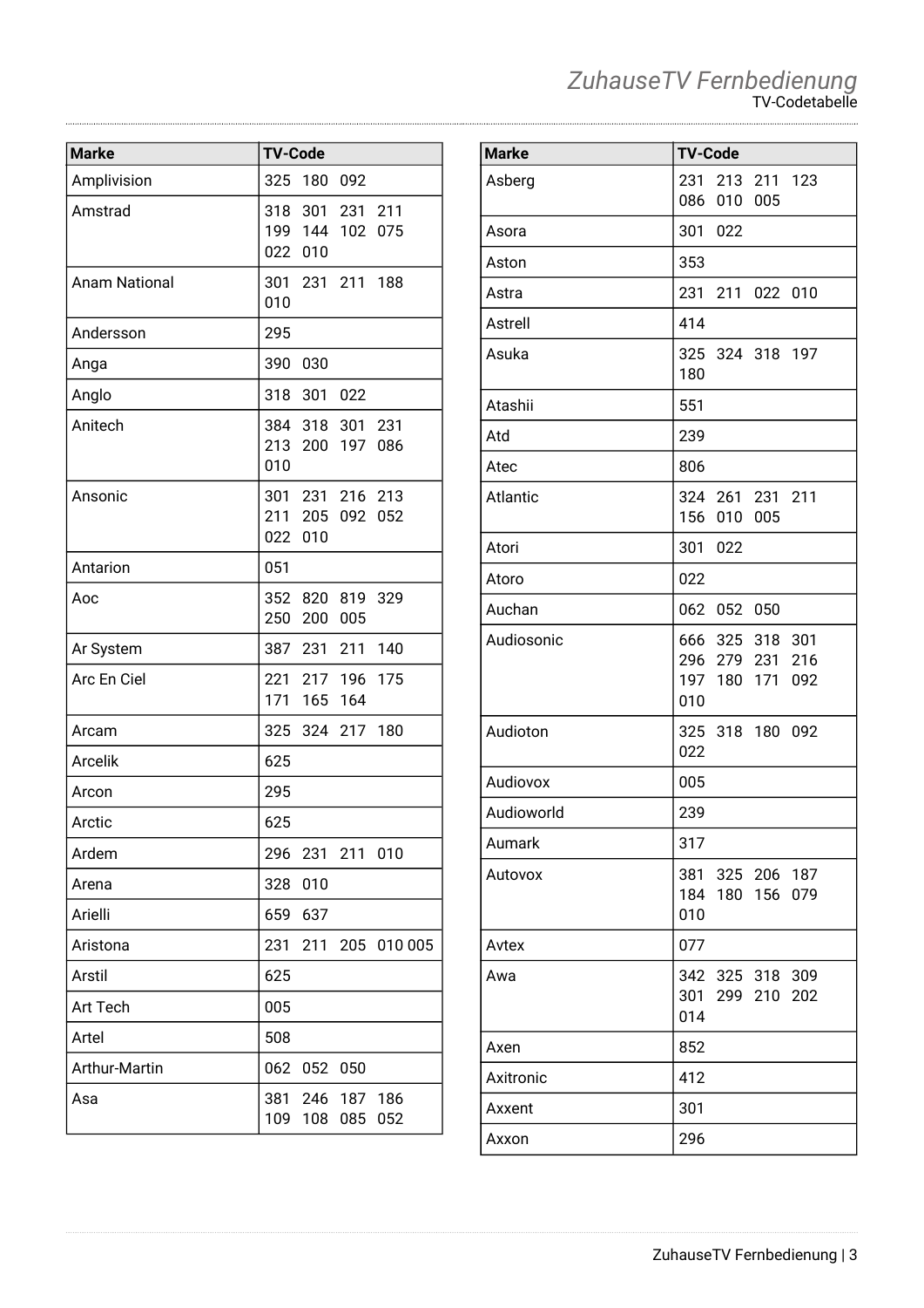| Marke | TV-Code |
|---|---|
| Amplivision | 325 180 092 |
| Amstrad | 318 301 231 211 199 144 102 075 022 010 |
| Anam National | 301 231 211 188 010 |
| Andersson | 295 |
| Anga | 390 030 |
| Anglo | 318 301 022 |
| Anitech | 384 318 301 231 213 200 197 086 010 |
| Ansonic | 301 231 216 213 211 205 092 052 022 010 |
| Antarion | 051 |
| Aoc | 352 820 819 329 250 200 005 |
| Ar System | 387 231 211 140 |
| Arc En Ciel | 221 217 196 175 171 165 164 |
| Arcam | 325 324 217 180 |
| Arcelik | 625 |
| Arcon | 295 |
| Arctic | 625 |
| Ardem | 296 231 211 010 |
| Arena | 328 010 |
| Arielli | 659 637 |
| Aristona | 231 211 205 010 005 |
| Arstil | 625 |
| Art Tech | 005 |
| Artel | 508 |
| Arthur-Martin | 062 052 050 |
| Asa | 381 246 187 186 109 108 085 052 |

| Marke | TV-Code |
|---|---|
| Asberg | 231 213 211 123 086 010 005 |
| Asora | 301 022 |
| Aston | 353 |
| Astra | 231 211 022 010 |
| Astrell | 414 |
| Asuka | 325 324 318 197 180 |
| Atashii | 551 |
| Atd | 239 |
| Atec | 806 |
| Atlantic | 324 261 231 211 156 010 005 |
| Atori | 301 022 |
| Atoro | 022 |
| Auchan | 062 052 050 |
| Audiosonic | 666 325 318 301 296 279 231 216 197 180 171 092 010 |
| Audioton | 325 318 180 092 022 |
| Audiovox | 005 |
| Audioworld | 239 |
| Aumark | 317 |
| Autovox | 381 325 206 187 184 180 156 079 010 |
| Avtex | 077 |
| Awa | 342 325 318 309 301 299 210 202 014 |
| Axen | 852 |
| Axitronic | 412 |
| Axxent | 301 |
| Axxon | 296 |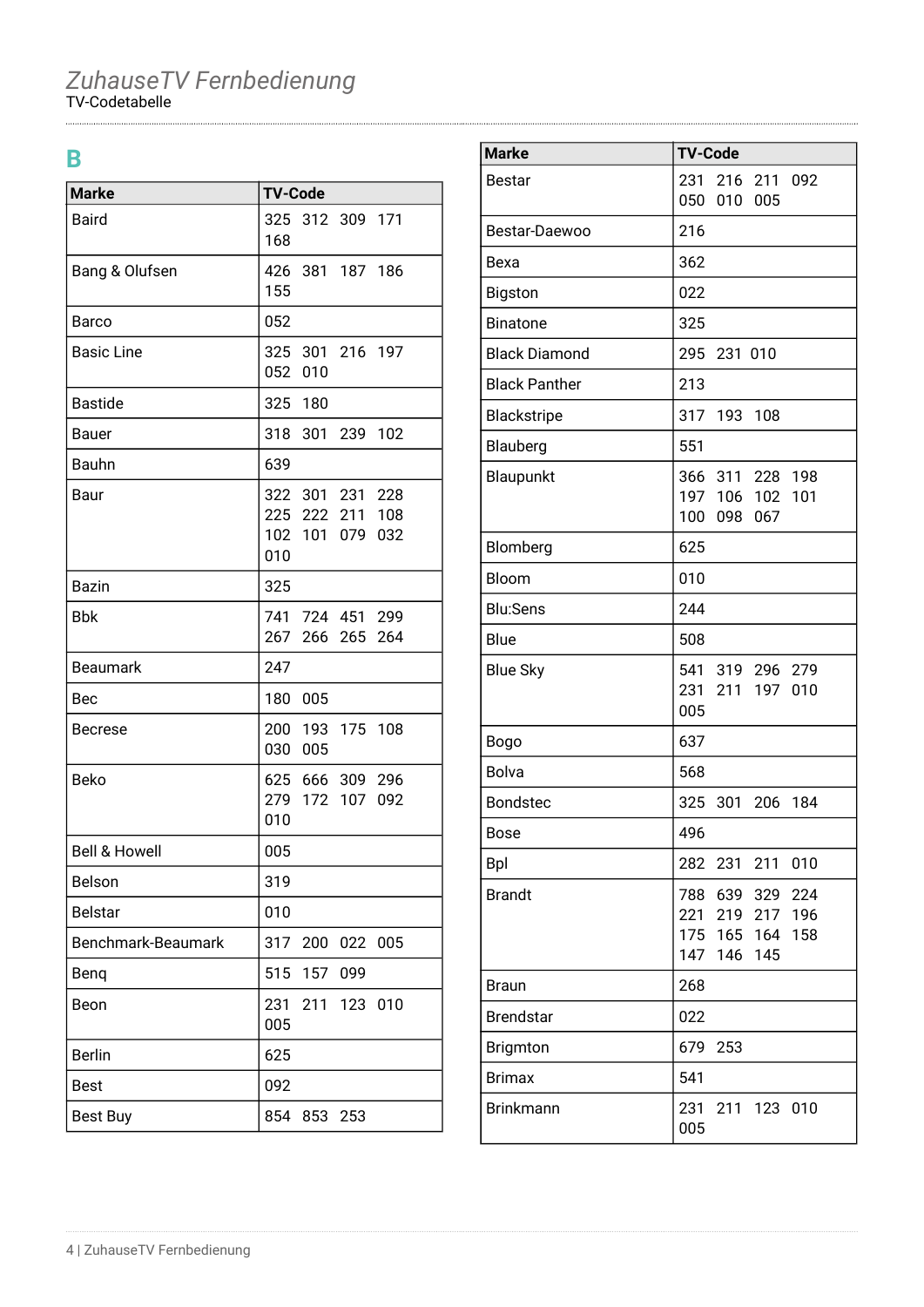## B

| Marke | TV-Code |
|---|---|
| Baird | 325 312 309 171 168 |
| Bang & Olufsen | 426 381 187 186 155 |
| Barco | 052 |
| Basic Line | 325 301 216 197 052 010 |
| Bastide | 325 180 |
| Bauer | 318 301 239 102 |
| Bauhn | 639 |
| Baur | 322 301 231 228 225 222 211 108 102 101 079 032 010 |
| Bazin | 325 |
| Bbk | 741 724 451 299 267 266 265 264 |
| Beaumark | 247 |
| Bec | 180 005 |
| Becrese | 200 193 175 108 030 005 |
| Beko | 625 666 309 296 279 172 107 092 010 |
| Bell & Howell | 005 |
| Belson | 319 |
| Belstar | 010 |
| Benchmark-Beaumark | 317 200 022 005 |
| Benq | 515 157 099 |
| Beon | 231 211 123 010 005 |
| Berlin | 625 |
| Best | 092 |
| Best Buy | 854 853 253 |
| Bestar | 231 216 211 092 050 010 005 |
| Bestar-Daewoo | 216 |
| Bexa | 362 |
| Bigston | 022 |
| Binatone | 325 |
| Black Diamond | 295 231 010 |
| Black Panther | 213 |
| Blackstripe | 317 193 108 |
| Blauberg | 551 |
| Blaupunkt | 366 311 228 198 197 106 102 101 100 098 067 |
| Blomberg | 625 |
| Bloom | 010 |
| Blu:Sens | 244 |
| Blue | 508 |
| Blue Sky | 541 319 296 279 231 211 197 010 005 |
| Bogo | 637 |
| Bolva | 568 |
| Bondstec | 325 301 206 184 |
| Bose | 496 |
| Bpl | 282 231 211 010 |
| Brandt | 788 639 329 224 221 219 217 196 175 165 164 158 147 146 145 |
| Braun | 268 |
| Brendstar | 022 |
| Brigmton | 679 253 |
| Brimax | 541 |
| Brinkmann | 231 211 123 010 005 |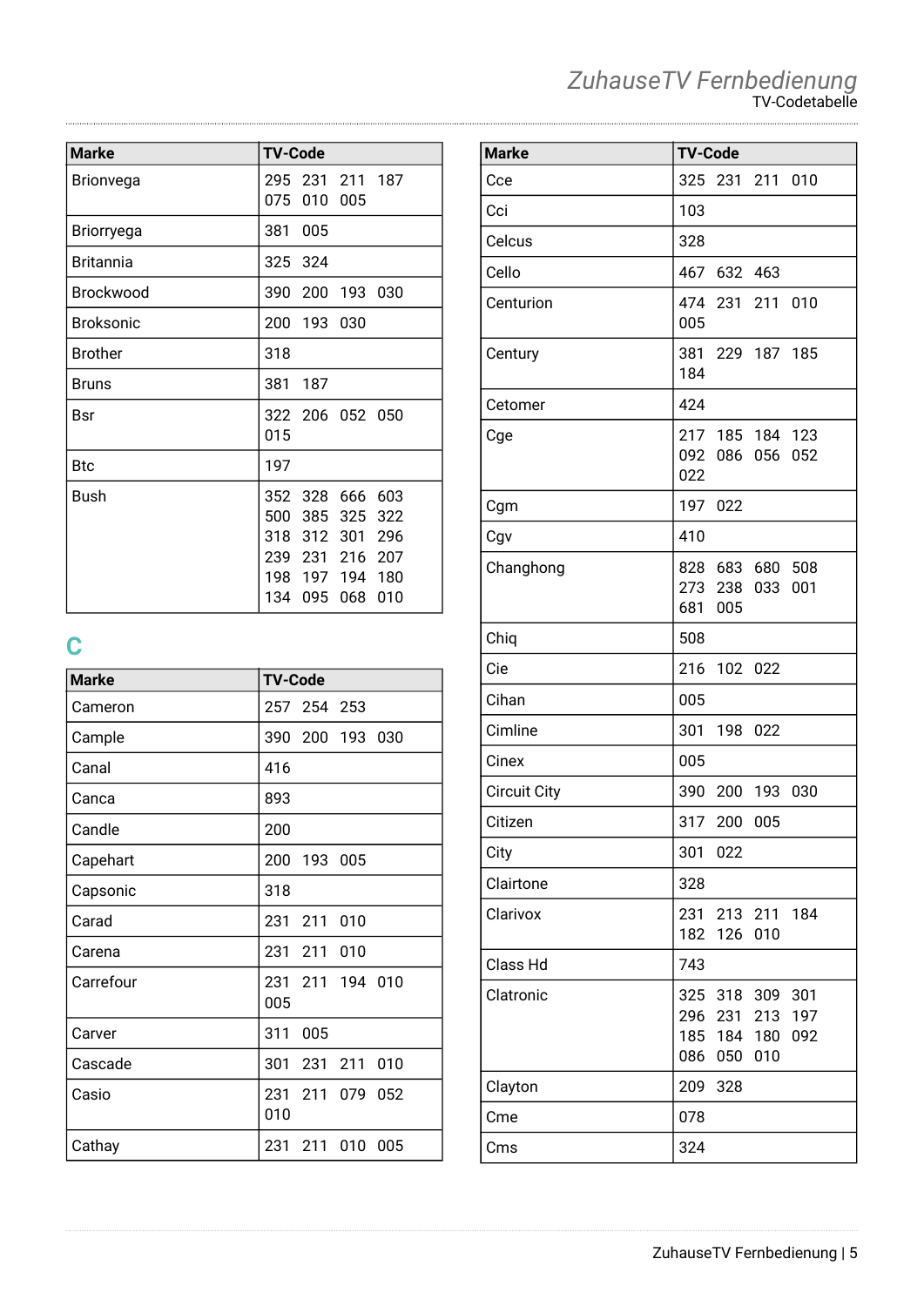| Marke | TV-Code |
|---|---|
| Brionvega | 295 231 211 187 075 010 005 |
| Briorryega | 381 005 |
| Britannia | 325 324 |
| Brockwood | 390 200 193 030 |
| Broksonic | 200 193 030 |
| Brother | 318 |
| Bruns | 381 187 |
| Bsr | 322 206 052 050 015 |
| Btc | 197 |
| Bush | 352 328 666 603 500 385 325 322 318 312 301 296 239 231 216 207 198 197 194 180 134 095 068 010 |

## C

| Marke | TV-Code |
|---|---|
| Cameron | 257 254 253 |
| Cample | 390 200 193 030 |
| Canal | 416 |
| Canca | 893 |
| Candle | 200 |
| Capehart | 200 193 005 |
| Capsonic | 318 |
| Carad | 231 211 010 |
| Carena | 231 211 010 |
| Carrefour | 231 211 194 010 005 |
| Carver | 311 005 |
| Cascade | 301 231 211 010 |
| Casio | 231 211 079 052 010 |
| Cathay | 231 211 010 005 |
| Cce | 325 231 211 010 |
| Cci | 103 |
| Celcus | 328 |
| Cello | 467 632 463 |
| Centurion | 474 231 211 010 005 |
| Century | 381 229 187 185 184 |
| Cetomer | 424 |
| Cge | 217 185 184 123 092 086 056 052 022 |
| Cgm | 197 022 |
| Cgv | 410 |
| Changhong | 828 683 680 508 273 238 033 001 681 005 |
| Chiq | 508 |
| Cie | 216 102 022 |
| Cihan | 005 |
| Cimline | 301 198 022 |
| Cinex | 005 |
| Circuit City | 390 200 193 030 |
| Citizen | 317 200 005 |
| City | 301 022 |
| Clairtone | 328 |
| Clarivox | 231 213 211 184 182 126 010 |
| Class Hd | 743 |
| Clatronic | 325 318 309 301 296 231 213 197 185 184 180 092 086 050 010 |
| Clayton | 209 328 |
| Cme | 078 |
| Cms | 324 |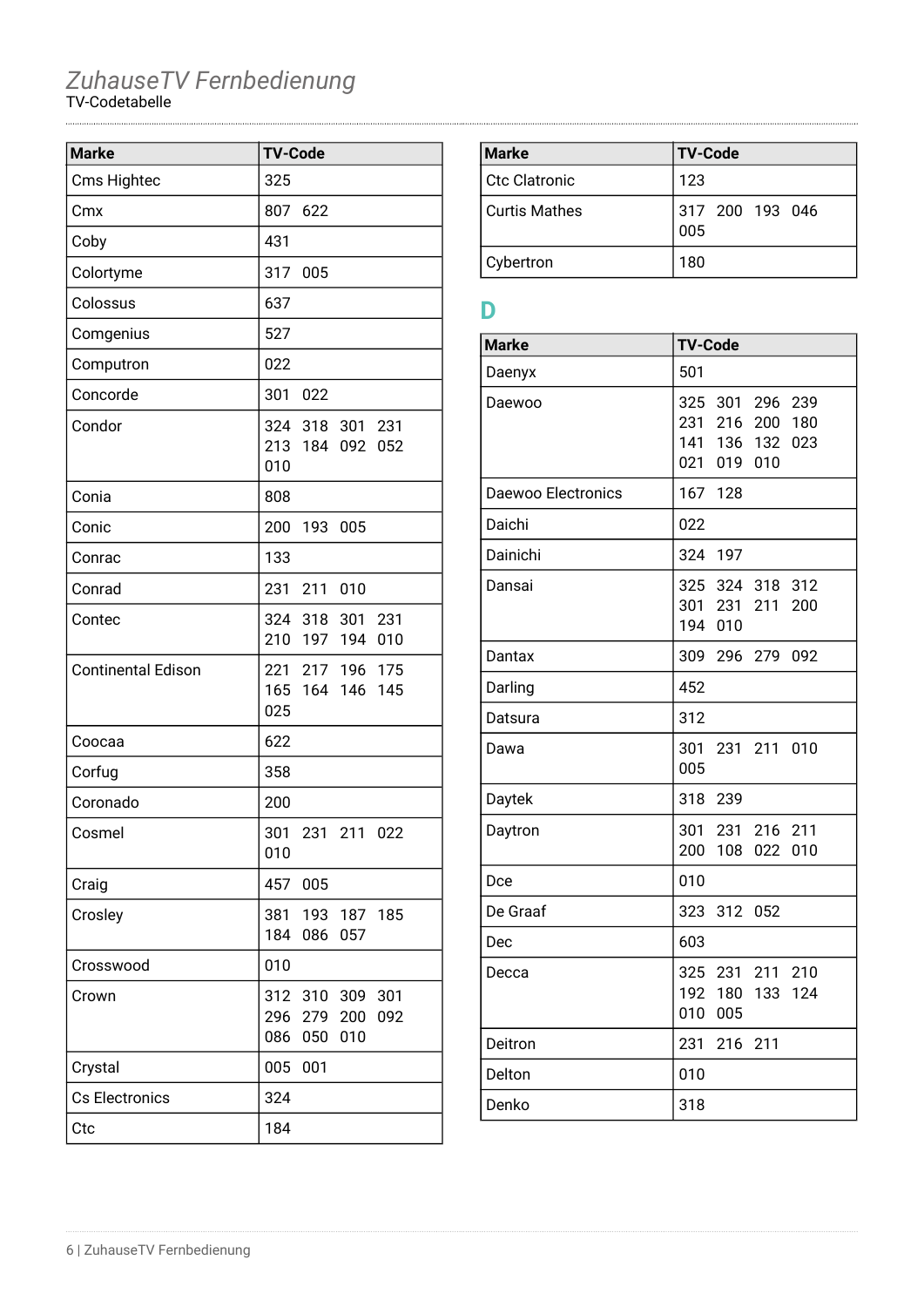# ZuhauseTV Fernbedienung

TV-Codetabelle

| Marke | TV-Code |
|---|---|
| Cms Hightec | 325 |
| Cmx | 807 622 |
| Coby | 431 |
| Colortyme | 317 005 |
| Colossus | 637 |
| Comgenius | 527 |
| Computron | 022 |
| Concorde | 301 022 |
| Condor | 324 318 301 231 213 184 092 052 010 |
| Conia | 808 |
| Conic | 200 193 005 |
| Conrac | 133 |
| Conrad | 231 211 010 |
| Contec | 324 318 301 231 210 197 194 010 |
| Continental Edison | 221 217 196 175 165 164 146 145 025 |
| Coocaa | 622 |
| Corfug | 358 |
| Coronado | 200 |
| Cosmel | 301 231 211 022 010 |
| Craig | 457 005 |
| Crosley | 381 193 187 185 184 086 057 |
| Crosswood | 010 |
| Crown | 312 310 309 301 296 279 200 092 086 050 010 |
| Crystal | 005 001 |
| Cs Electronics | 324 |
| Ctc | 184 |
| Ctc Clatronic | 123 |
| Curtis Mathes | 317 200 193 046 005 |
| Cybertron | 180 |

## D

| Marke | TV-Code |
|---|---|
| Daenyx | 501 |
| Daewoo | 325 301 296 239 231 216 200 180 141 136 132 023 021 019 010 |
| Daewoo Electronics | 167 128 |
| Daichi | 022 |
| Dainichi | 324 197 |
| Dansai | 325 324 318 312 301 231 211 200 194 010 |
| Dantax | 309 296 279 092 |
| Darling | 452 |
| Datsura | 312 |
| Dawa | 301 231 211 010 005 |
| Daytek | 318 239 |
| Daytron | 301 231 216 211 200 108 022 010 |
| Dce | 010 |
| De Graaf | 323 312 052 |
| Dec | 603 |
| Decca | 325 231 211 210 192 180 133 124 010 005 |
| Deitron | 231 216 211 |
| Delton | 010 |
| Denko | 318 |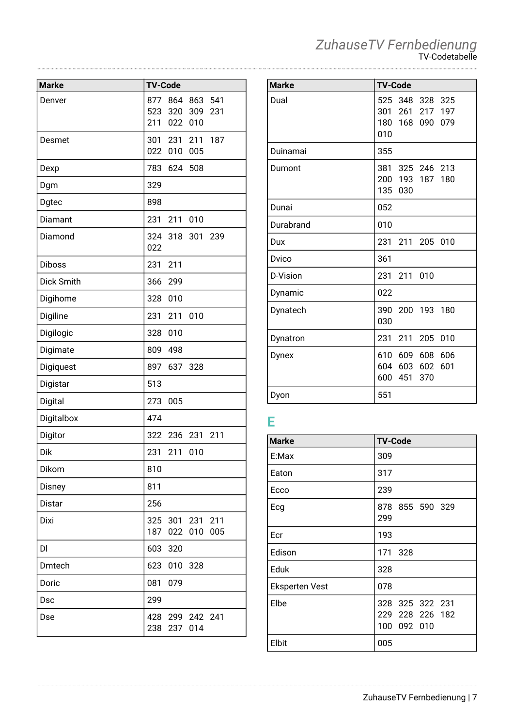| Marke | TV-Code |
| --- | --- |
| Denver | 877 864 863 541 523 320 309 231 211 022 010 |
| Desmet | 301 231 211 187 022 010 005 |
| Dexp | 783 624 508 |
| Dgm | 329 |
| Dgtec | 898 |
| Diamant | 231 211 010 |
| Diamond | 324 318 301 239 022 |
| Diboss | 231 211 |
| Dick Smith | 366 299 |
| Digihome | 328 010 |
| Digiline | 231 211 010 |
| Digilogic | 328 010 |
| Digimate | 809 498 |
| Digiquest | 897 637 328 |
| Digistar | 513 |
| Digital | 273 005 |
| Digitalbox | 474 |
| Digitor | 322 236 231 211 |
| Dik | 231 211 010 |
| Dikom | 810 |
| Disney | 811 |
| Distar | 256 |
| Dixi | 325 301 231 211 187 022 010 005 |
| Dl | 603 320 |
| Dmtech | 623 010 328 |
| Doric | 081 079 |
| Dsc | 299 |
| Dse | 428 299 242 241 238 237 014 |

| Marke | TV-Code |
| --- | --- |
| Dual | 525 348 328 325 301 261 217 197 180 168 090 079 010 |
| Duinamai | 355 |
| Dumont | 381 325 246 213 200 193 187 180 135 030 |
| Dunai | 052 |
| Durabrand | 010 |
| Dux | 231 211 205 010 |
| Dvico | 361 |
| D-Vision | 231 211 010 |
| Dynamic | 022 |
| Dynatech | 390 200 193 180 030 |
| Dynatron | 231 211 205 010 |
| Dynex | 610 609 608 606 604 603 602 601 600 451 370 |
| Dyon | 551 |

## E

| Marke | TV-Code |
| --- | --- |
| E:Max | 309 |
| Eaton | 317 |
| Ecco | 239 |
| Ecg | 878 855 590 329 299 |
| Ecr | 193 |
| Edison | 171 328 |
| Eduk | 328 |
| Eksperten Vest | 078 |
| Elbe | 328 325 322 231 229 228 226 182 100 092 010 |
| Elbit | 005 |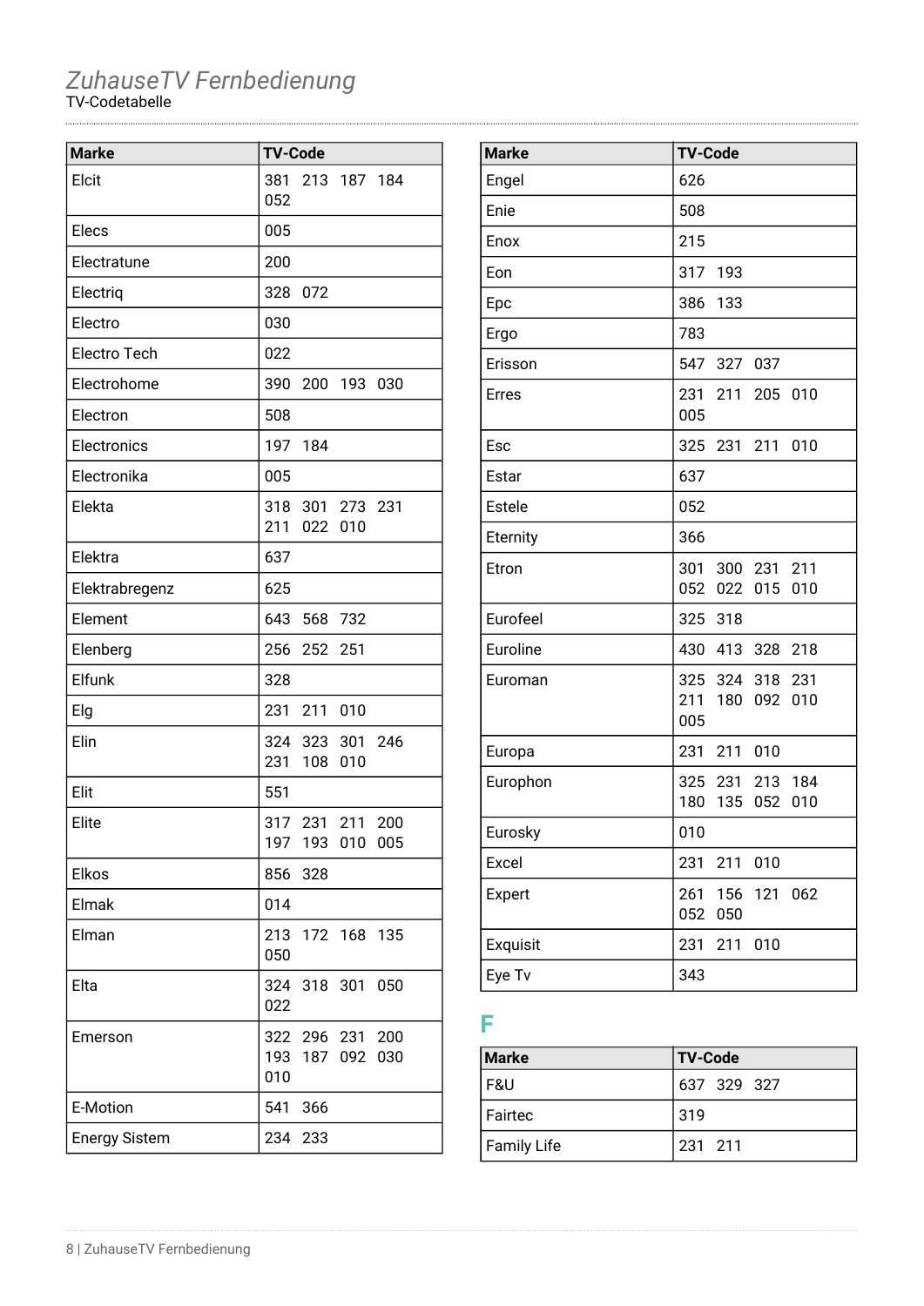*ZuhauseTV Fernbedienung*

TV-Codetabelle

| Marke | TV-Code |
|---|---|
| Elcit | 381 213 187 184 052 |
| Elecs | 005 |
| Electratune | 200 |
| Electriq | 328 072 |
| Electro | 030 |
| Electro Tech | 022 |
| Electrohome | 390 200 193 030 |
| Electron | 508 |
| Electronics | 197 184 |
| Electronika | 005 |
| Elekta | 318 301 273 231 211 022 010 |
| Elektra | 637 |
| Elektrabregenz | 625 |
| Element | 643 568 732 |
| Elenberg | 256 252 251 |
| Elfunk | 328 |
| Elg | 231 211 010 |
| Elin | 324 323 301 246 231 108 010 |
| Elit | 551 |
| Elite | 317 231 211 200 197 193 010 005 |
| Elkos | 856 328 |
| Elmak | 014 |
| Elman | 213 172 168 135 050 |
| Elta | 324 318 301 050 022 |
| Emerson | 322 296 231 200 193 187 092 030 010 |
| E-Motion | 541 366 |
| Energy Sistem | 234 233 |

| Marke | TV-Code |
|---|---|
| Engel | 626 |
| Enie | 508 |
| Enox | 215 |
| Eon | 317 193 |
| Epc | 386 133 |
| Ergo | 783 |
| Erisson | 547 327 037 |
| Erres | 231 211 205 010 005 |
| Esc | 325 231 211 010 |
| Estar | 637 |
| Estele | 052 |
| Eternity | 366 |
| Etron | 301 300 231 211 052 022 015 010 |
| Eurofeel | 325 318 |
| Euroline | 430 413 328 218 |
| Euroman | 325 324 318 231 211 180 092 010 005 |
| Europa | 231 211 010 |
| Europhon | 325 231 213 184 180 135 052 010 |
| Eurosky | 010 |
| Excel | 231 211 010 |
| Expert | 261 156 121 062 052 050 |
| Exquisit | 231 211 010 |
| Eye Tv | 343 |

## F

| Marke | TV-Code |
|---|---|
| F&U | 637 329 327 |
| Fairtec | 319 |
| Family Life | 231 211 |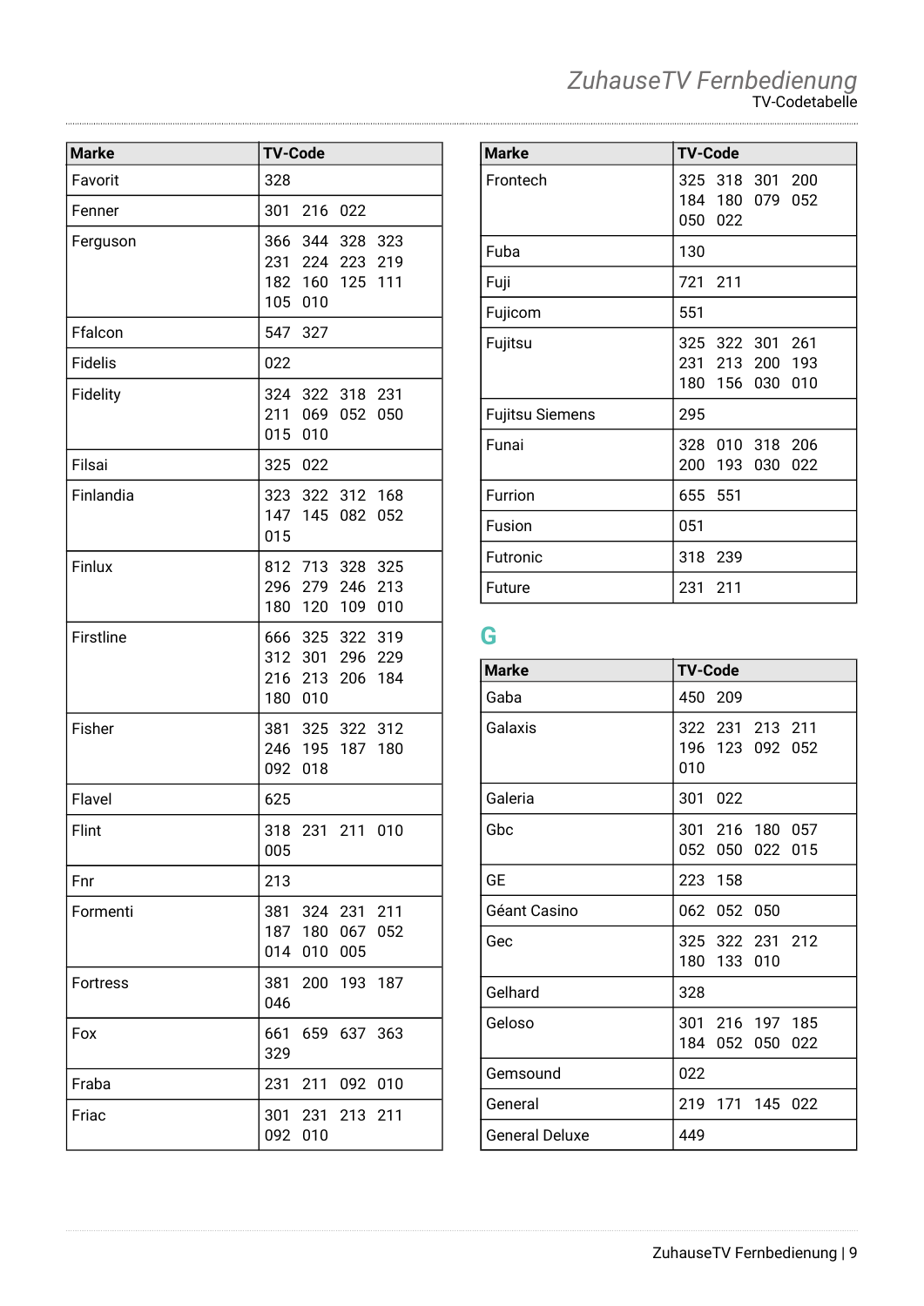| Marke | TV-Code |
|---|---|
| Favorit | 328 |
| Fenner | 301 216 022 |
| Ferguson | 366 344 328 323 231 224 223 219 182 160 125 111 105 010 |
| Ffalcon | 547 327 |
| Fidelis | 022 |
| Fidelity | 324 322 318 231 211 069 052 050 015 010 |
| Filsai | 325 022 |
| Finlandia | 323 322 312 168 147 145 082 052 015 |
| Finlux | 812 713 328 325 296 279 246 213 180 120 109 010 |
| Firstline | 666 325 322 319 312 301 296 229 216 213 206 184 180 010 |
| Fisher | 381 325 322 312 246 195 187 180 092 018 |
| Flavel | 625 |
| Flint | 318 231 211 010 005 |
| Fnr | 213 |
| Formenti | 381 324 231 211 187 180 067 052 014 010 005 |
| Fortress | 381 200 193 187 046 |
| Fox | 661 659 637 363 329 |
| Fraba | 231 211 092 010 |
| Friac | 301 231 213 211 092 010 |
| Frontech | 325 318 301 200 184 180 079 052 050 022 |
| Fuba | 130 |
| Fuji | 721 211 |
| Fujicom | 551 |
| Fujitsu | 325 322 301 261 231 213 200 193 180 156 030 010 |
| Fujitsu Siemens | 295 |
| Funai | 328 010 318 206 200 193 030 022 |
| Furrion | 655 551 |
| Fusion | 051 |
| Futronic | 318 239 |
| Future | 231 211 |

## G

| Marke | TV-Code |
|---|---|
| Gaba | 450 209 |
| Galaxis | 322 231 213 211 196 123 092 052 010 |
| Galeria | 301 022 |
| Gbc | 301 216 180 057 052 050 022 015 |
| GE | 223 158 |
| Géant Casino | 062 052 050 |
| Gec | 325 322 231 212 180 133 010 |
| Gelhard | 328 |
| Geloso | 301 216 197 185 184 052 050 022 |
| Gemsound | 022 |
| General | 219 171 145 022 |
| General Deluxe | 449 |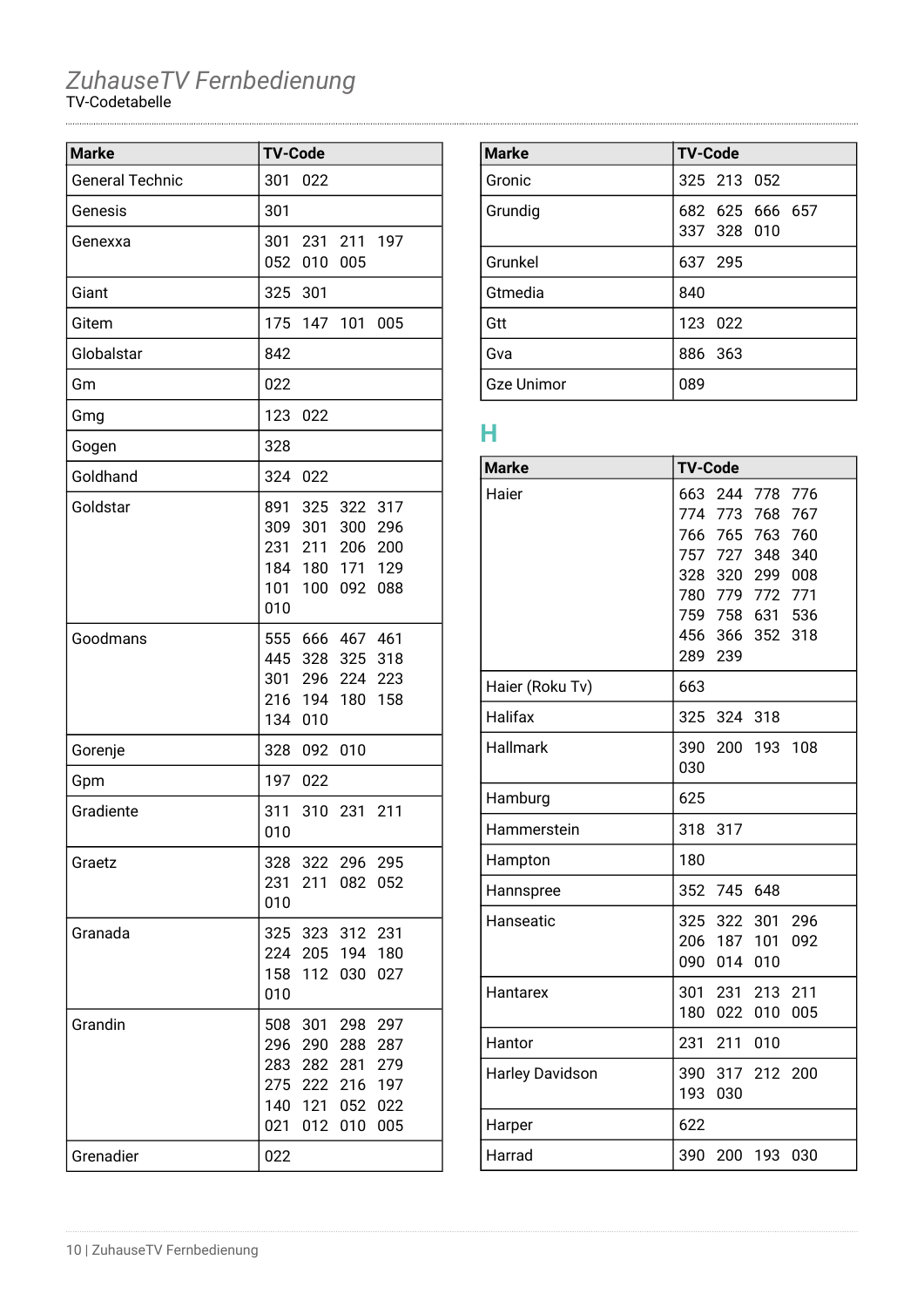# *ZuhauseTV Fernbedienung*

TV-Codetabelle

| Marke | TV-Code |
|---|---|
| General Technic | 301 022 |
| Genesis | 301 |
| Genexxa | 301 231 211 197 052 010 005 |
| Giant | 325 301 |
| Gitem | 175 147 101 005 |
| Globalstar | 842 |
| Gm | 022 |
| Gmg | 123 022 |
| Gogen | 328 |
| Goldhand | 324 022 |
| Goldstar | 891 325 322 317 309 301 300 296 231 211 206 200 184 180 171 129 101 100 092 088 010 |
| Goodmans | 555 666 467 461 445 328 325 318 301 296 224 223 216 194 180 158 134 010 |
| Gorenje | 328 092 010 |
| Gpm | 197 022 |
| Gradiente | 311 310 231 211 010 |
| Graetz | 328 322 296 295 231 211 082 052 010 |
| Granada | 325 323 312 231 224 205 194 180 158 112 030 027 010 |
| Grandin | 508 301 298 297 296 290 288 287 283 282 281 279 275 222 216 197 140 121 052 022 021 012 010 005 |
| Grenadier | 022 |
| Gronic | 325 213 052 |
| Grundig | 682 625 666 657 337 328 010 |
| Grunkel | 637 295 |
| Gtmedia | 840 |
| Gtt | 123 022 |
| Gva | 886 363 |
| Gze Unimor | 089 |

## H

| Marke | TV-Code |
|---|---|
| Haier | 663 244 778 776 774 773 768 767 766 765 763 760 757 727 348 340 328 320 299 008 780 779 772 771 759 758 631 536 456 366 352 318 289 239 |
| Haier (Roku Tv) | 663 |
| Halifax | 325 324 318 |
| Hallmark | 390 200 193 108 030 |
| Hamburg | 625 |
| Hammerstein | 318 317 |
| Hampton | 180 |
| Hannspree | 352 745 648 |
| Hanseatic | 325 322 301 296 206 187 101 092 090 014 010 |
| Hantarex | 301 231 213 211 180 022 010 005 |
| Hantor | 231 211 010 |
| Harley Davidson | 390 317 212 200 193 030 |
| Harper | 622 |
| Harrad | 390 200 193 030 |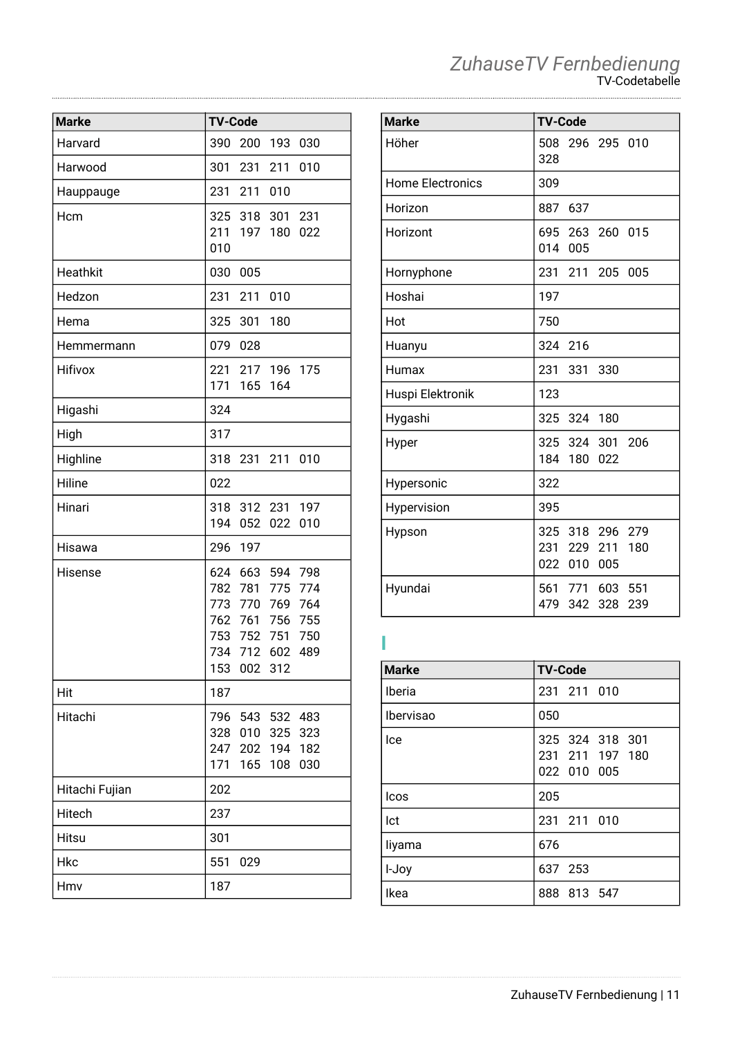| Marke | TV-Code |
|---|---|
| Harvard | 390 200 193 030 |
| Harwood | 301 231 211 010 |
| Hauppauge | 231 211 010 |
| Hcm | 325 318 301 231 211 197 180 022 010 |
| Heathkit | 030 005 |
| Hedzon | 231 211 010 |
| Hema | 325 301 180 |
| Hemmermann | 079 028 |
| Hifivox | 221 217 196 175 171 165 164 |
| Higashi | 324 |
| High | 317 |
| Highline | 318 231 211 010 |
| Hiline | 022 |
| Hinari | 318 312 231 197 194 052 022 010 |
| Hisawa | 296 197 |
| Hisense | 624 663 594 798 782 781 775 774 773 770 769 764 762 761 756 755 753 752 751 750 734 712 602 489 153 002 312 |
| Hit | 187 |
| Hitachi | 796 543 532 483 328 010 325 323 247 202 194 182 171 165 108 030 |
| Hitachi Fujian | 202 |
| Hitech | 237 |
| Hitsu | 301 |
| Hkc | 551 029 |
| Hmv | 187 |

| Marke | TV-Code |
|---|---|
| Höher | 508 296 295 010 328 |
| Home Electronics | 309 |
| Horizon | 887 637 |
| Horizont | 695 263 260 015 014 005 |
| Hornyphone | 231 211 205 005 |
| Hoshai | 197 |
| Hot | 750 |
| Huanyu | 324 216 |
| Humax | 231 331 330 |
| Huspi Elektronik | 123 |
| Hygashi | 325 324 180 |
| Hyper | 325 324 301 206 184 180 022 |
| Hypersonic | 322 |
| Hypervision | 395 |
| Hypson | 325 318 296 279 231 229 211 180 022 010 005 |
| Hyundai | 561 771 603 551 479 342 328 239 |

## I

| Marke | TV-Code |
|---|---|
| Iberia | 231 211 010 |
| Ibervisao | 050 |
| Ice | 325 324 318 301 231 211 197 180 022 010 005 |
| Icos | 205 |
| Ict | 231 211 010 |
| Iiyama | 676 |
| I-Joy | 637 253 |
| Ikea | 888 813 547 |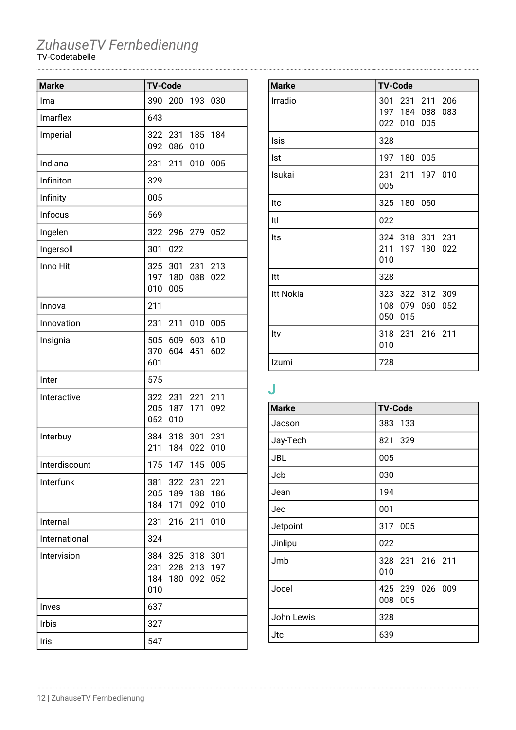*ZuhauseTV Fernbedienung*
TV-Codetabelle

| Marke | TV-Code |
|---|---|
| Ima | 390 200 193 030 |
| Imarflex | 643 |
| Imperial | 322 231 185 184 092 086 010 |
| Indiana | 231 211 010 005 |
| Infiniton | 329 |
| Infinity | 005 |
| Infocus | 569 |
| Ingelen | 322 296 279 052 |
| Ingersoll | 301 022 |
| Inno Hit | 325 301 231 213 197 180 088 022 010 005 |
| Innova | 211 |
| Innovation | 231 211 010 005 |
| Insignia | 505 609 603 610 370 604 451 602 601 |
| Inter | 575 |
| Interactive | 322 231 221 211 205 187 171 092 052 010 |
| Interbuy | 384 318 301 231 211 184 022 010 |
| Interdiscount | 175 147 145 005 |
| Interfunk | 381 322 231 221 205 189 188 186 184 171 092 010 |
| Internal | 231 216 211 010 |
| International | 324 |
| Intervision | 384 325 318 301 231 228 213 197 184 180 092 052 010 |
| Inves | 637 |
| Irbis | 327 |
| Iris | 547 |
| Irradio | 301 231 211 206 197 184 088 083 022 010 005 |
| Isis | 328 |
| Ist | 197 180 005 |
| Isukai | 231 211 197 010 005 |
| Itc | 325 180 050 |
| Itl | 022 |
| Its | 324 318 301 231 211 197 180 022 010 |
| Itt | 328 |
| Itt Nokia | 323 322 312 309 108 079 060 052 050 015 |
| Itv | 318 231 216 211 010 |
| Izumi | 728 |

## J

| Marke | TV-Code |
|---|---|
| Jacson | 383 133 |
| Jay-Tech | 821 329 |
| JBL | 005 |
| Jcb | 030 |
| Jean | 194 |
| Jec | 001 |
| Jetpoint | 317 005 |
| Jinlipu | 022 |
| Jmb | 328 231 216 211 010 |
| Jocel | 425 239 026 009 008 005 |
| John Lewis | 328 |
| Jtc | 639 |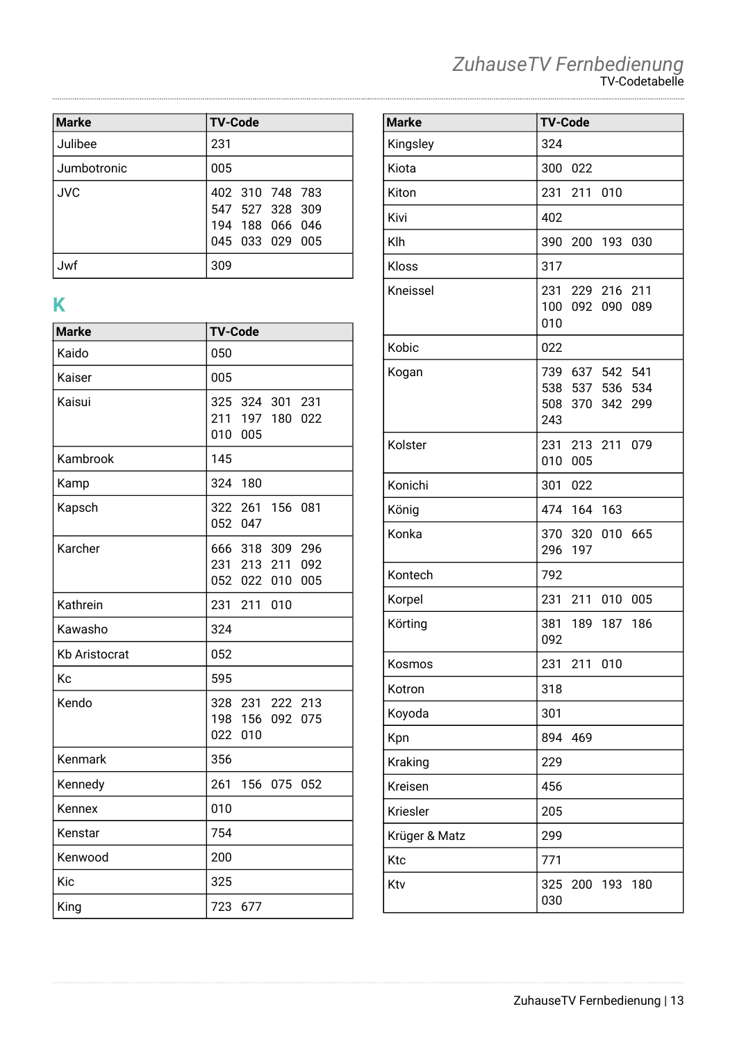| Marke | TV-Code |
| --- | --- |
| Julibee | 231 |
| Jumbotronic | 005 |
| JVC | 402 310 748 783 547 527 328 309 194 188 066 046 045 033 029 005 |
| Jwf | 309 |

## K

| Marke | TV-Code |
| --- | --- |
| Kaido | 050 |
| Kaiser | 005 |
| Kaisui | 325 324 301 231 211 197 180 022 010 005 |
| Kambrook | 145 |
| Kamp | 324 180 |
| Kapsch | 322 261 156 081 052 047 |
| Karcher | 666 318 309 296 231 213 211 092 052 022 010 005 |
| Kathrein | 231 211 010 |
| Kawasho | 324 |
| Kb Aristocrat | 052 |
| Kc | 595 |
| Kendo | 328 231 222 213 198 156 092 075 022 010 |
| Kenmark | 356 |
| Kennedy | 261 156 075 052 |
| Kennex | 010 |
| Kenstar | 754 |
| Kenwood | 200 |
| Kic | 325 |
| King | 723 677 |
| Kingsley | 324 |
| Kiota | 300 022 |
| Kiton | 231 211 010 |
| Kivi | 402 |
| Klh | 390 200 193 030 |
| Kloss | 317 |
| Kneissel | 231 229 216 211 100 092 090 089 010 |
| Kobic | 022 |
| Kogan | 739 637 542 541 538 537 536 534 508 370 342 299 243 |
| Kolster | 231 213 211 079 010 005 |
| Konichi | 301 022 |
| König | 474 164 163 |
| Konka | 370 320 010 665 296 197 |
| Kontech | 792 |
| Korpel | 231 211 010 005 |
| Körting | 381 189 187 186 092 |
| Kosmos | 231 211 010 |
| Kotron | 318 |
| Koyoda | 301 |
| Kpn | 894 469 |
| Kraking | 229 |
| Kreisen | 456 |
| Kriesler | 205 |
| Krüger & Matz | 299 |
| Ktc | 771 |
| Ktv | 325 200 193 180 030 |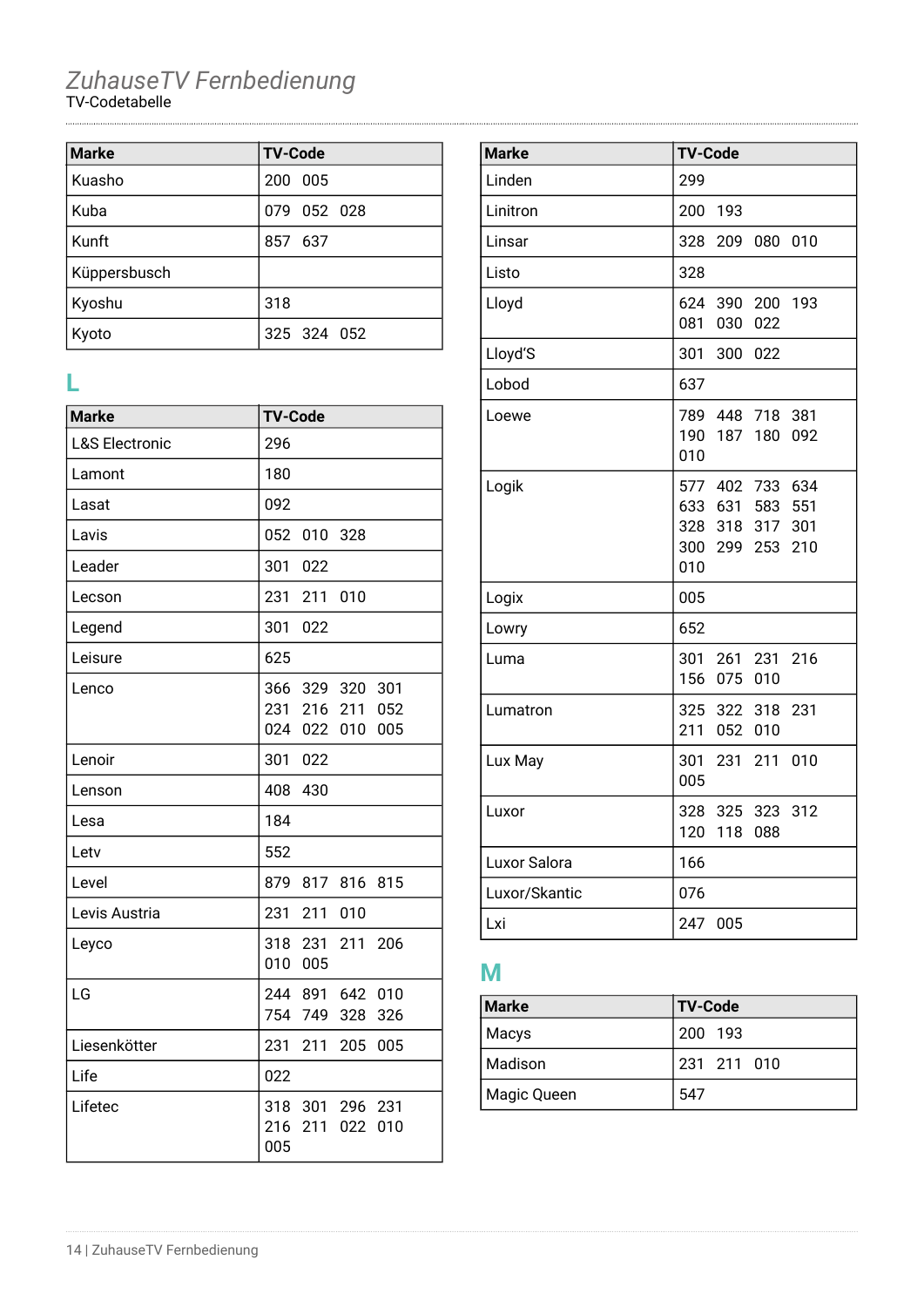# ZuhauseTV Fernbedienung

TV-Codetabelle

| Marke | TV-Code |
|---|---|
| Kuasho | 200 005 |
| Kuba | 079 052 028 |
| Kunft | 857 637 |
| Küppersbusch | |
| Kyoshu | 318 |
| Kyoto | 325 324 052 |

## L

| Marke | TV-Code |
|---|---|
| L&S Electronic | 296 |
| Lamont | 180 |
| Lasat | 092 |
| Lavis | 052 010 328 |
| Leader | 301 022 |
| Lecson | 231 211 010 |
| Legend | 301 022 |
| Leisure | 625 |
| Lenco | 366 329 320 301 231 216 211 052 024 022 010 005 |
| Lenoir | 301 022 |
| Lenson | 408 430 |
| Lesa | 184 |
| Letv | 552 |
| Level | 879 817 816 815 |
| Levis Austria | 231 211 010 |
| Leyco | 318 231 211 206 010 005 |
| LG | 244 891 642 010 754 749 328 326 |
| Liesenkötter | 231 211 205 005 |
| Life | 022 |
| Lifetec | 318 301 296 231 216 211 022 010 005 |
| Linden | 299 |
| Linitron | 200 193 |
| Linsar | 328 209 080 010 |
| Listo | 328 |
| Lloyd | 624 390 200 193 081 030 022 |
| Lloyd'S | 301 300 022 |
| Lobod | 637 |
| Loewe | 789 448 718 381 190 187 180 092 010 |
| Logik | 577 402 733 634 633 631 583 551 328 318 317 301 300 299 253 210 010 |
| Logix | 005 |
| Lowry | 652 |
| Luma | 301 261 231 216 156 075 010 |
| Lumatron | 325 322 318 231 211 052 010 |
| Lux May | 301 231 211 010 005 |
| Luxor | 328 325 323 312 120 118 088 |
| Luxor Salora | 166 |
| Luxor/Skantic | 076 |
| Lxi | 247 005 |

## M

| Marke | TV-Code |
|---|---|
| Macys | 200 193 |
| Madison | 231 211 010 |
| Magic Queen | 547 |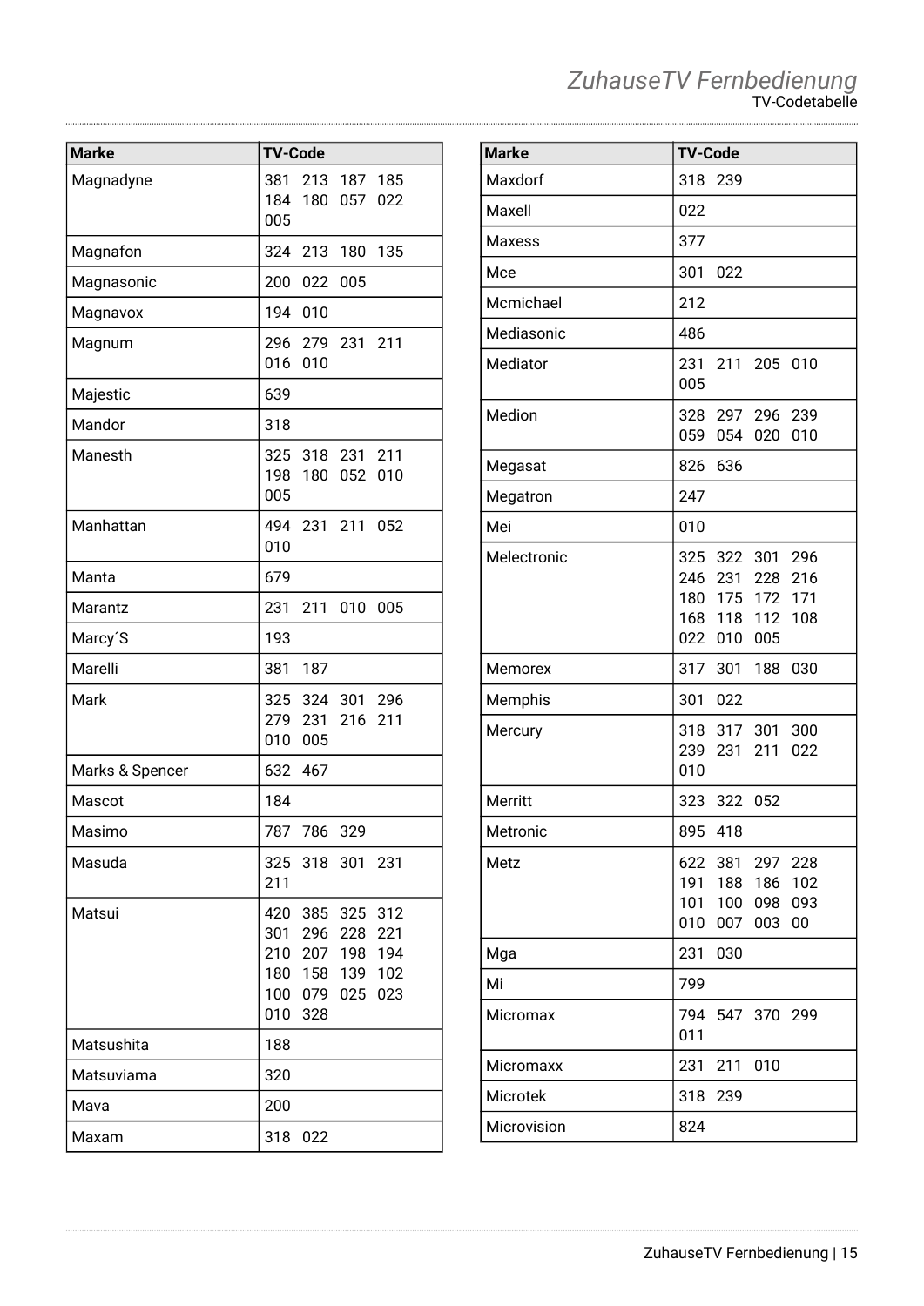| Marke | TV-Code |
| --- | --- |
| Magnadyne | 381 213 187 185 184 180 057 022 005 |
| Magnafon | 324 213 180 135 |
| Magnasonic | 200 022 005 |
| Magnavox | 194 010 |
| Magnum | 296 279 231 211 016 010 |
| Majestic | 639 |
| Mandor | 318 |
| Manesth | 325 318 231 211 198 180 052 010 005 |
| Manhattan | 494 231 211 052 010 |
| Manta | 679 |
| Marantz | 231 211 010 005 |
| Marcy´S | 193 |
| Marelli | 381 187 |
| Mark | 325 324 301 296 279 231 216 211 010 005 |
| Marks & Spencer | 632 467 |
| Mascot | 184 |
| Masimo | 787 786 329 |
| Masuda | 325 318 301 231 211 |
| Matsui | 420 385 325 312 301 296 228 221 210 207 198 194 180 158 139 102 100 079 025 023 010 328 |
| Matsushita | 188 |
| Matsuviama | 320 |
| Mava | 200 |
| Maxam | 318 022 |

| Marke | TV-Code |
| --- | --- |
| Maxdorf | 318 239 |
| Maxell | 022 |
| Maxess | 377 |
| Mce | 301 022 |
| Mcmichael | 212 |
| Mediasonic | 486 |
| Mediator | 231 211 205 010 005 |
| Medion | 328 297 296 239 059 054 020 010 |
| Megasat | 826 636 |
| Megatron | 247 |
| Mei | 010 |
| Melectronic | 325 322 301 296 246 231 228 216 180 175 172 171 168 118 112 108 022 010 005 |
| Memorex | 317 301 188 030 |
| Memphis | 301 022 |
| Mercury | 318 317 301 300 239 231 211 022 010 |
| Merritt | 323 322 052 |
| Metronic | 895 418 |
| Metz | 622 381 297 228 191 188 186 102 101 100 098 093 010 007 003 00 |
| Mga | 231 030 |
| Mi | 799 |
| Micromax | 794 547 370 299 011 |
| Micromaxx | 231 211 010 |
| Microtek | 318 239 |
| Microvision | 824 |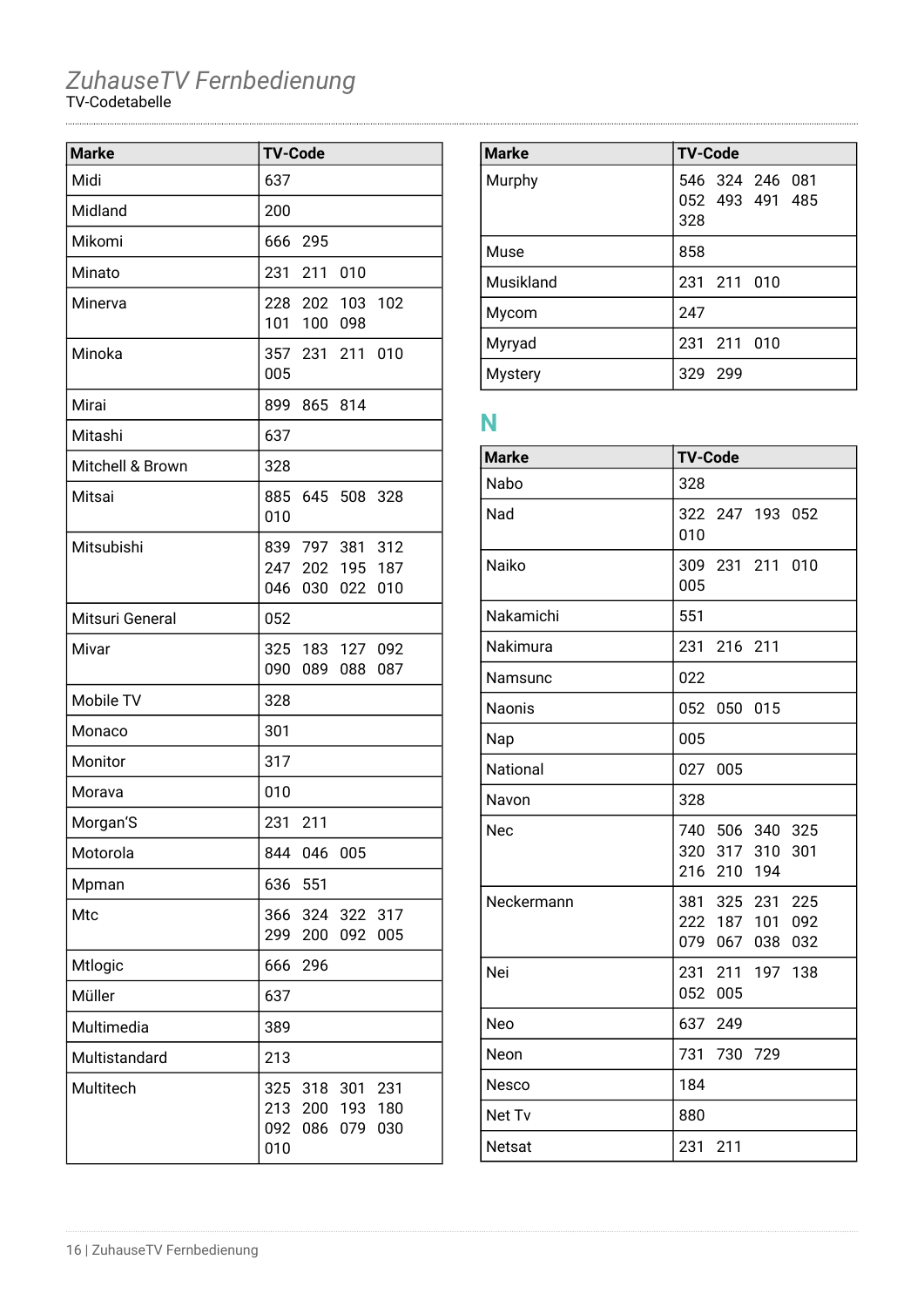# ZuhauseTV Fernbedienung

TV-Codetabelle

| Marke | TV-Code |
|---|---|
| Midi | 637 |
| Midland | 200 |
| Mikomi | 666 295 |
| Minato | 231 211 010 |
| Minerva | 228 202 103 102 101 100 098 |
| Minoka | 357 231 211 010 005 |
| Mirai | 899 865 814 |
| Mitashi | 637 |
| Mitchell & Brown | 328 |
| Mitsai | 885 645 508 328 010 |
| Mitsubishi | 839 797 381 312 247 202 195 187 046 030 022 010 |
| Mitsuri General | 052 |
| Mivar | 325 183 127 092 090 089 088 087 |
| Mobile TV | 328 |
| Monaco | 301 |
| Monitor | 317 |
| Morava | 010 |
| Morgan'S | 231 211 |
| Motorola | 844 046 005 |
| Mpman | 636 551 |
| Mtc | 366 324 322 317 299 200 092 005 |
| Mtlogic | 666 296 |
| Müller | 637 |
| Multimedia | 389 |
| Multistandard | 213 |
| Multitech | 325 318 301 231 213 200 193 180 092 086 079 030 010 |

| Marke | TV-Code |
|---|---|
| Murphy | 546 324 246 081 052 493 491 485 328 |
| Muse | 858 |
| Musikland | 231 211 010 |
| Mycom | 247 |
| Myryad | 231 211 010 |
| Mystery | 329 299 |

## N

| Marke | TV-Code |
|---|---|
| Nabo | 328 |
| Nad | 322 247 193 052 010 |
| Naiko | 309 231 211 010 005 |
| Nakamichi | 551 |
| Nakimura | 231 216 211 |
| Namsunc | 022 |
| Naonis | 052 050 015 |
| Nap | 005 |
| National | 027 005 |
| Navon | 328 |
| Nec | 740 506 340 325 320 317 310 301 216 210 194 |
| Neckermann | 381 325 231 225 222 187 101 092 079 067 038 032 |
| Nei | 231 211 197 138 052 005 |
| Neo | 637 249 |
| Neon | 731 730 729 |
| Nesco | 184 |
| Net Tv | 880 |
| Netsat | 231 211 |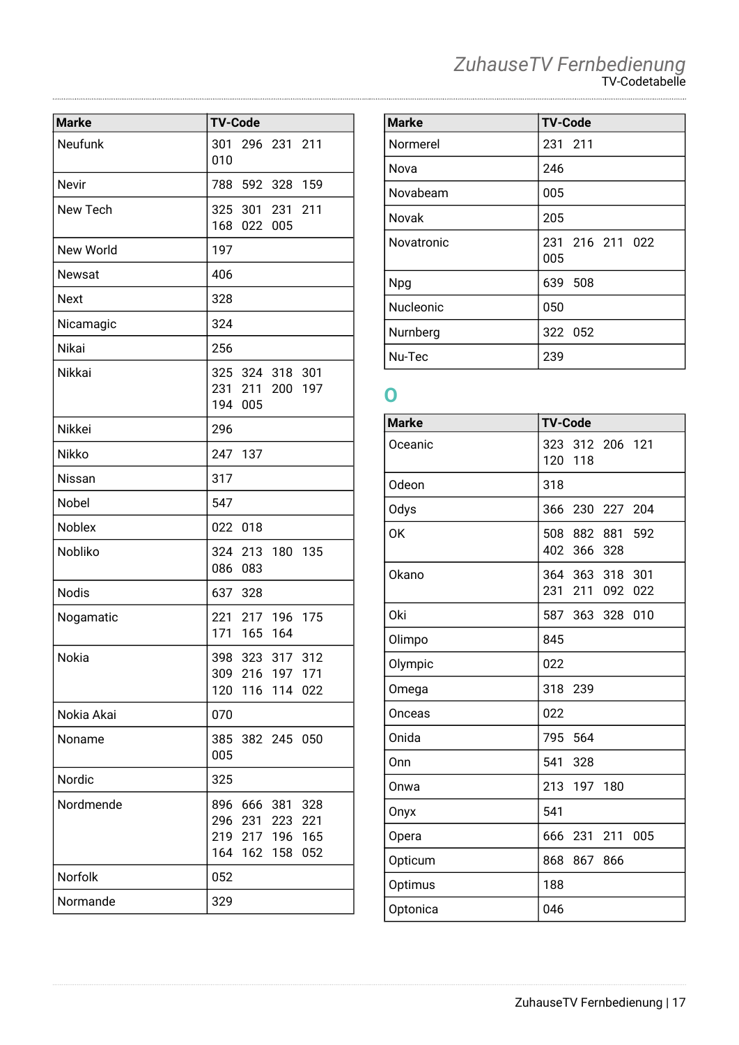| Marke | TV-Code |
|---|---|
| Neufunk | 301 296 231 211 010 |
| Nevir | 788 592 328 159 |
| New Tech | 325 301 231 211 168 022 005 |
| New World | 197 |
| Newsat | 406 |
| Next | 328 |
| Nicamagic | 324 |
| Nikai | 256 |
| Nikkai | 325 324 318 301 231 211 200 197 194 005 |
| Nikkei | 296 |
| Nikko | 247 137 |
| Nissan | 317 |
| Nobel | 547 |
| Noblex | 022 018 |
| Nobliko | 324 213 180 135 086 083 |
| Nodis | 637 328 |
| Nogamatic | 221 217 196 175 171 165 164 |
| Nokia | 398 323 317 312 309 216 197 171 120 116 114 022 |
| Nokia Akai | 070 |
| Noname | 385 382 245 050 005 |
| Nordic | 325 |
| Nordmende | 896 666 381 328 296 231 223 221 219 217 196 165 164 162 158 052 |
| Norfolk | 052 |
| Normande | 329 |
| Normerel | 231 211 |
| Nova | 246 |
| Novabeam | 005 |
| Novak | 205 |
| Novatronic | 231 216 211 022 005 |
| Npg | 639 508 |
| Nucleonic | 050 |
| Nurnberg | 322 052 |
| Nu-Tec | 239 |

# O

| Marke | TV-Code |
|---|---|
| Oceanic | 323 312 206 121 120 118 |
| Odeon | 318 |
| Odys | 366 230 227 204 |
| OK | 508 882 881 592 402 366 328 |
| Okano | 364 363 318 301 231 211 092 022 |
| Oki | 587 363 328 010 |
| Olimpo | 845 |
| Olympic | 022 |
| Omega | 318 239 |
| Onceas | 022 |
| Onida | 795 564 |
| Onn | 541 328 |
| Onwa | 213 197 180 |
| Onyx | 541 |
| Opera | 666 231 211 005 |
| Opticum | 868 867 866 |
| Optimus | 188 |
| Optonica | 046 |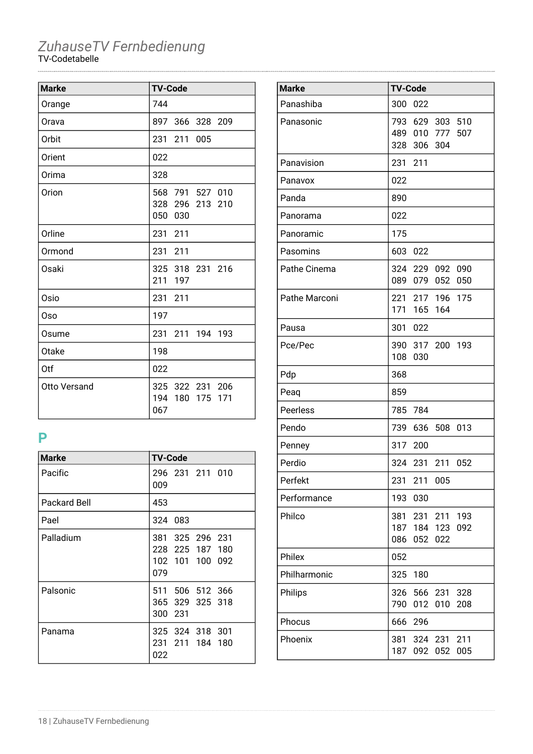# *ZuhauseTV Fernbedienung*

TV-Codetabelle

| Marke | TV-Code |
|---|---|
| Orange | 744 |
| Orava | 897 366 328 209 |
| Orbit | 231 211 005 |
| Orient | 022 |
| Orima | 328 |
| Orion | 568 791 527 010 328 296 213 210 050 030 |
| Orline | 231 211 |
| Ormond | 231 211 |
| Osaki | 325 318 231 216 211 197 |
| Osio | 231 211 |
| Oso | 197 |
| Osume | 231 211 194 193 |
| Otake | 198 |
| Otf | 022 |
| Otto Versand | 325 322 231 206 194 180 175 171 067 |

## P

| Marke | TV-Code |
|---|---|
| Pacific | 296 231 211 010 009 |
| Packard Bell | 453 |
| Pael | 324 083 |
| Palladium | 381 325 296 231 228 225 187 180 102 101 100 092 079 |
| Palsonic | 511 506 512 366 365 329 325 318 300 231 |
| Panama | 325 324 318 301 231 211 184 180 022 |

| Marke | TV-Code |
|---|---|
| Panashiba | 300 022 |
| Panasonic | 793 629 303 510 489 010 777 507 328 306 304 |
| Panavision | 231 211 |
| Panavox | 022 |
| Panda | 890 |
| Panorama | 022 |
| Panoramic | 175 |
| Pasomins | 603 022 |
| Pathe Cinema | 324 229 092 090 089 079 052 050 |
| Pathe Marconi | 221 217 196 175 171 165 164 |
| Pausa | 301 022 |
| Pce/Pec | 390 317 200 193 108 030 |
| Pdp | 368 |
| Peaq | 859 |
| Peerless | 785 784 |
| Pendo | 739 636 508 013 |
| Penney | 317 200 |
| Perdio | 324 231 211 052 |
| Perfekt | 231 211 005 |
| Performance | 193 030 |
| Philco | 381 231 211 193 187 184 123 092 086 052 022 |
| Philex | 052 |
| Philharmonic | 325 180 |
| Philips | 326 566 231 328 790 012 010 208 |
| Phocus | 666 296 |
| Phoenix | 381 324 231 211 187 092 052 005 |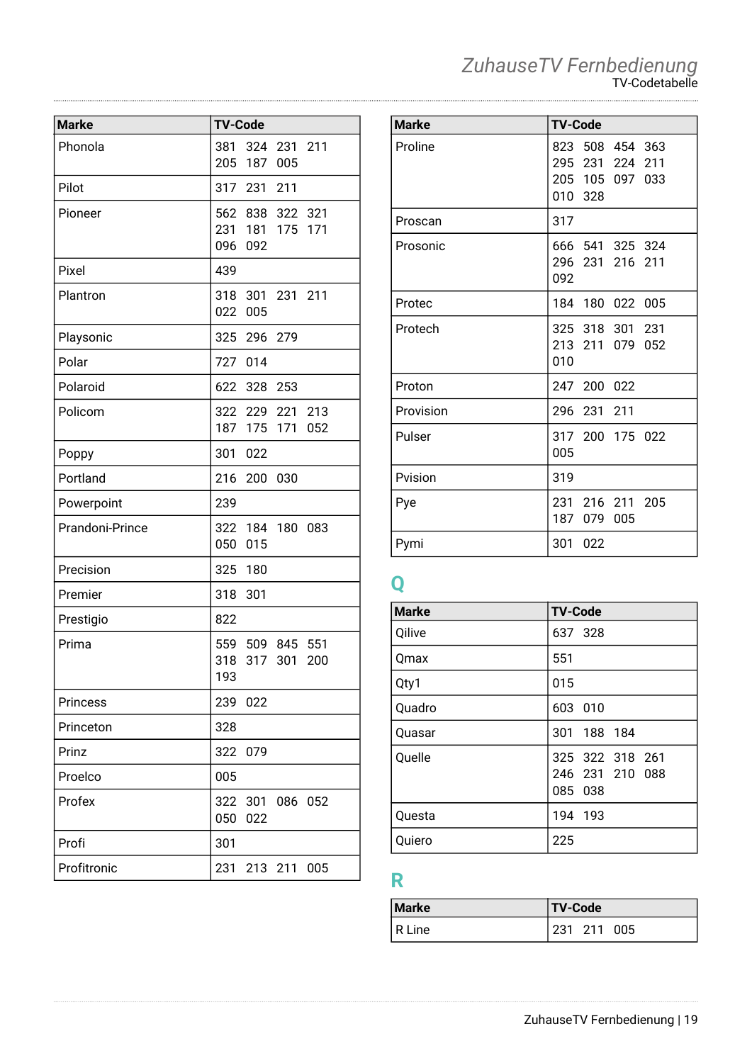| Marke | TV-Code |
|---|---|
| Phonola | 381 324 231 211 205 187 005 |
| Pilot | 317 231 211 |
| Pioneer | 562 838 322 321 231 181 175 171 096 092 |
| Pixel | 439 |
| Plantron | 318 301 231 211 022 005 |
| Playsonic | 325 296 279 |
| Polar | 727 014 |
| Polaroid | 622 328 253 |
| Policom | 322 229 221 213 187 175 171 052 |
| Poppy | 301 022 |
| Portland | 216 200 030 |
| Powerpoint | 239 |
| Prandoni-Prince | 322 184 180 083 050 015 |
| Precision | 325 180 |
| Premier | 318 301 |
| Prestigio | 822 |
| Prima | 559 509 845 551 318 317 301 200 193 |
| Princess | 239 022 |
| Princeton | 328 |
| Prinz | 322 079 |
| Proelco | 005 |
| Profex | 322 301 086 052 050 022 |
| Profi | 301 |
| Profitronic | 231 213 211 005 |

| Marke | TV-Code |
|---|---|
| Proline | 823 508 454 363 295 231 224 211 205 105 097 033 010 328 |
| Proscan | 317 |
| Prosonic | 666 541 325 324 296 231 216 211 092 |
| Protec | 184 180 022 005 |
| Protech | 325 318 301 231 213 211 079 052 010 |
| Proton | 247 200 022 |
| Provision | 296 231 211 |
| Pulser | 317 200 175 022 005 |
| Pvision | 319 |
| Pye | 231 216 211 205 187 079 005 |
| Pymi | 301 022 |

## Q

| Marke | TV-Code |
|---|---|
| Qilive | 637 328 |
| Qmax | 551 |
| Qty1 | 015 |
| Quadro | 603 010 |
| Quasar | 301 188 184 |
| Quelle | 325 322 318 261 246 231 210 088 085 038 |
| Questa | 194 193 |
| Quiero | 225 |

## R

| Marke | TV-Code |
|---|---|
| R Line | 231 211 005 |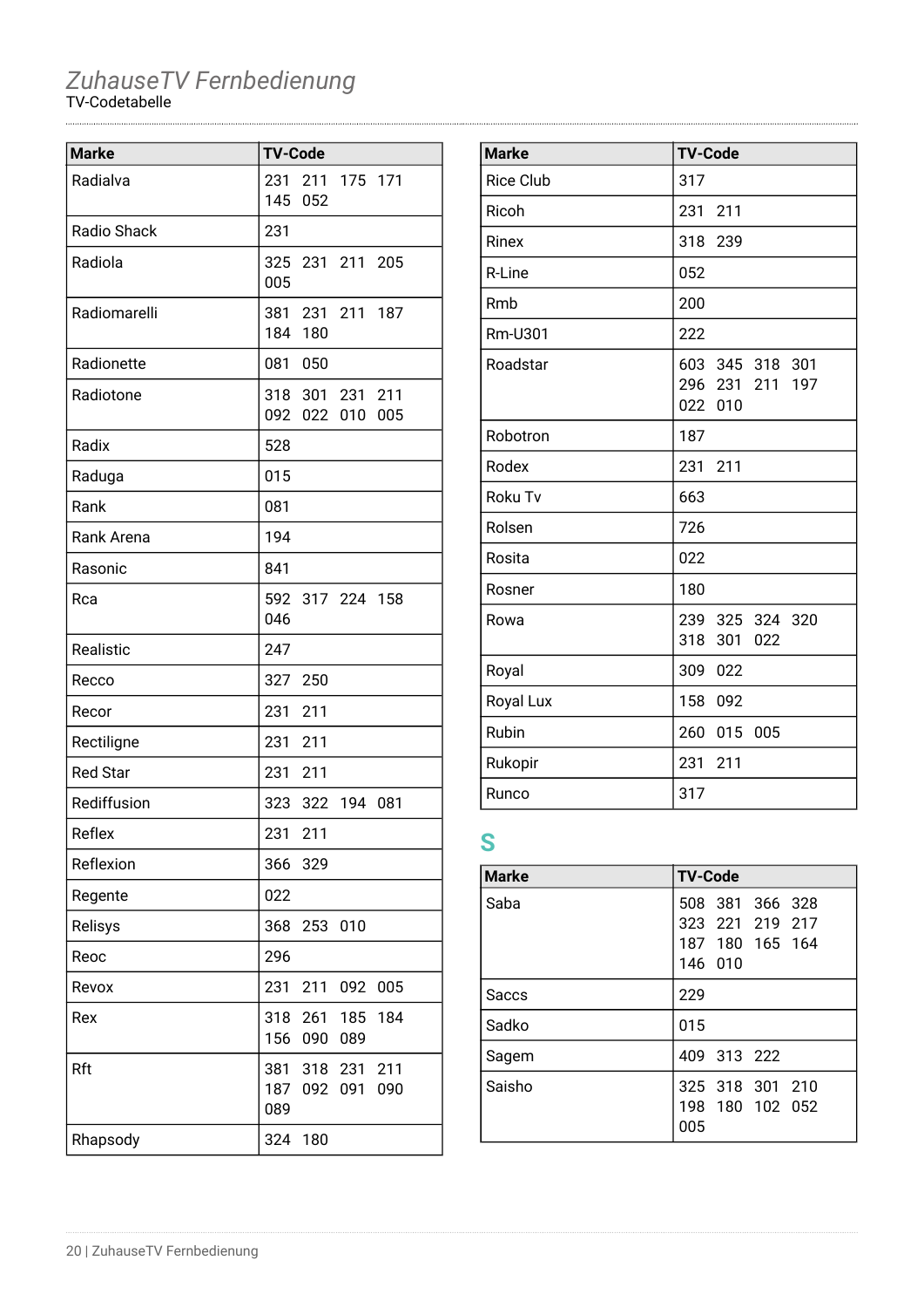# ZuhauseTV Fernbedienung

TV-Codetabelle

| Marke | TV-Code |
|---|---|
| Radialva | 231 211 175 171 145 052 |
| Radio Shack | 231 |
| Radiola | 325 231 211 205 005 |
| Radiomarelli | 381 231 211 187 184 180 |
| Radionette | 081 050 |
| Radiotone | 318 301 231 211 092 022 010 005 |
| Radix | 528 |
| Raduga | 015 |
| Rank | 081 |
| Rank Arena | 194 |
| Rasonic | 841 |
| Rca | 592 317 224 158 046 |
| Realistic | 247 |
| Recco | 327 250 |
| Recor | 231 211 |
| Rectiligne | 231 211 |
| Red Star | 231 211 |
| Rediffusion | 323 322 194 081 |
| Reflex | 231 211 |
| Reflexion | 366 329 |
| Regente | 022 |
| Relisys | 368 253 010 |
| Reoc | 296 |
| Revox | 231 211 092 005 |
| Rex | 318 261 185 184 156 090 089 |
| Rft | 381 318 231 211 187 092 091 090 089 |
| Rhapsody | 324 180 |

| Marke | TV-Code |
|---|---|
| Rice Club | 317 |
| Ricoh | 231 211 |
| Rinex | 318 239 |
| R-Line | 052 |
| Rmb | 200 |
| Rm-U301 | 222 |
| Roadstar | 603 345 318 301 296 231 211 197 022 010 |
| Robotron | 187 |
| Rodex | 231 211 |
| Roku Tv | 663 |
| Rolsen | 726 |
| Rosita | 022 |
| Rosner | 180 |
| Rowa | 239 325 324 320 318 301 022 |
| Royal | 309 022 |
| Royal Lux | 158 092 |
| Rubin | 260 015 005 |
| Rukopir | 231 211 |
| Runco | 317 |

## S

| Marke | TV-Code |
|---|---|
| Saba | 508 381 366 328 323 221 219 217 187 180 165 164 146 010 |
| Saccs | 229 |
| Sadko | 015 |
| Sagem | 409 313 222 |
| Saisho | 325 318 301 210 198 180 102 052 005 |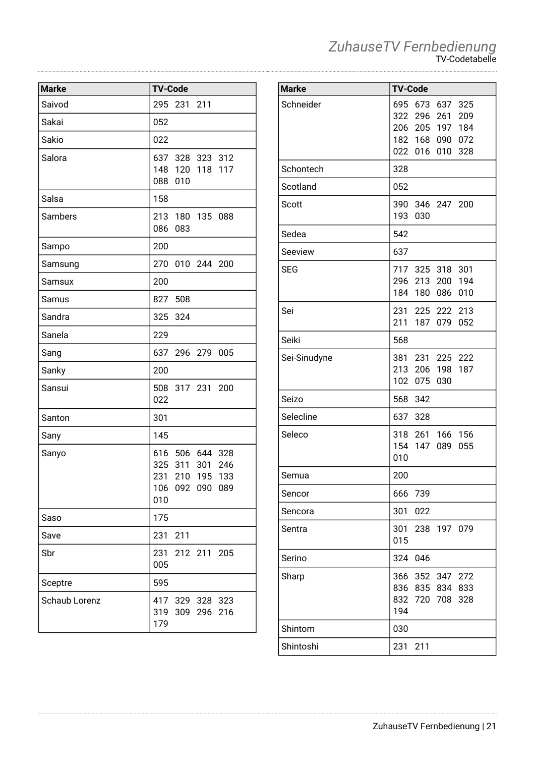| Marke | TV-Code |
|---|---|
| Saivod | 295 231 211 |
| Sakai | 052 |
| Sakio | 022 |
| Salora | 637 328 323 312 148 120 118 117 088 010 |
| Salsa | 158 |
| Sambers | 213 180 135 088 086 083 |
| Sampo | 200 |
| Samsung | 270 010 244 200 |
| Samsux | 200 |
| Samus | 827 508 |
| Sandra | 325 324 |
| Sanela | 229 |
| Sang | 637 296 279 005 |
| Sanky | 200 |
| Sansui | 508 317 231 200 022 |
| Santon | 301 |
| Sany | 145 |
| Sanyo | 616 506 644 328 325 311 301 246 231 210 195 133 106 092 090 089 010 |
| Saso | 175 |
| Save | 231 211 |
| Sbr | 231 212 211 205 005 |
| Sceptre | 595 |
| Schaub Lorenz | 417 329 328 323 319 309 296 216 179 |

| Marke | TV-Code |
|---|---|
| Schneider | 695 673 637 325 322 296 261 209 206 205 197 184 182 168 090 072 022 016 010 328 |
| Schontech | 328 |
| Scotland | 052 |
| Scott | 390 346 247 200 193 030 |
| Sedea | 542 |
| Seeview | 637 |
| SEG | 717 325 318 301 296 213 200 194 184 180 086 010 |
| Sei | 231 225 222 213 211 187 079 052 |
| Seiki | 568 |
| Sei-Sinudyne | 381 231 225 222 213 206 198 187 102 075 030 |
| Seizo | 568 342 |
| Selecline | 637 328 |
| Seleco | 318 261 166 156 154 147 089 055 010 |
| Semua | 200 |
| Sencor | 666 739 |
| Sencora | 301 022 |
| Sentra | 301 238 197 079 015 |
| Serino | 324 046 |
| Sharp | 366 352 347 272 836 835 834 833 832 720 708 328 194 |
| Shintom | 030 |
| Shintoshi | 231 211 |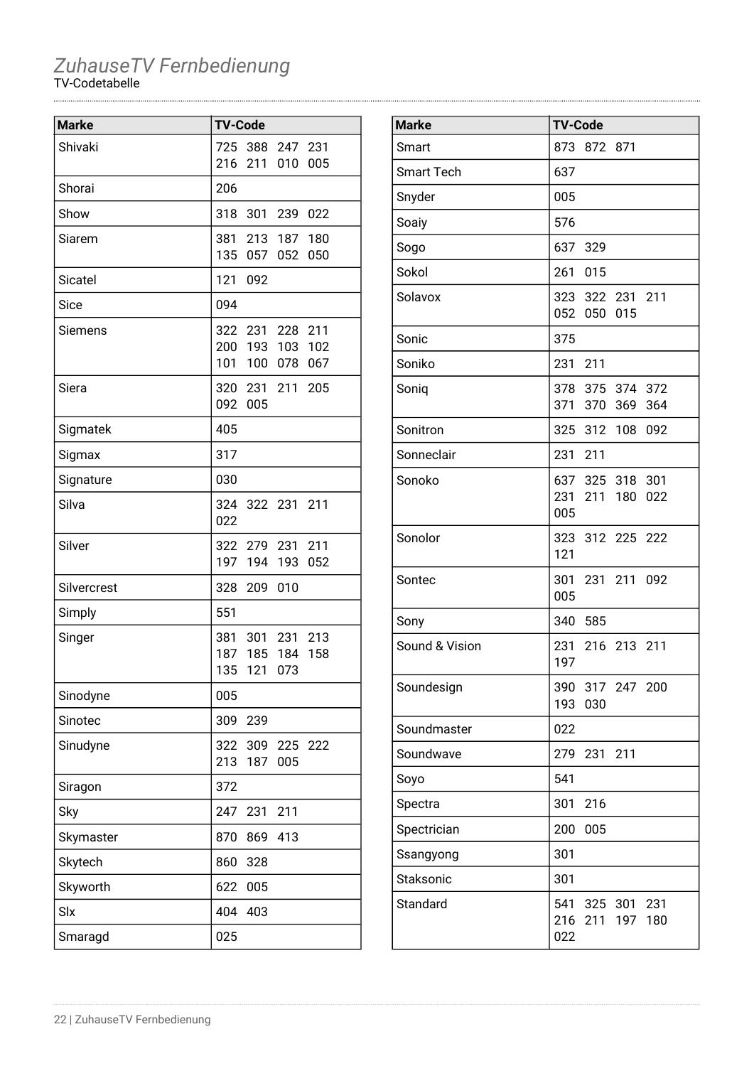# *ZuhauseTV Fernbedienung*

TV-Codetabelle

| Marke | TV-Code |
|---|---|
| Shivaki | 725 388 247 231 216 211 010 005 |
| Shorai | 206 |
| Show | 318 301 239 022 |
| Siarem | 381 213 187 180 135 057 052 050 |
| Sicatel | 121 092 |
| Sice | 094 |
| Siemens | 322 231 228 211 200 193 103 102 101 100 078 067 |
| Siera | 320 231 211 205 092 005 |
| Sigmatek | 405 |
| Sigmax | 317 |
| Signature | 030 |
| Silva | 324 322 231 211 022 |
| Silver | 322 279 231 211 197 194 193 052 |
| Silvercrest | 328 209 010 |
| Simply | 551 |
| Singer | 381 301 231 213 187 185 184 158 135 121 073 |
| Sinodyne | 005 |
| Sinotec | 309 239 |
| Sinudyne | 322 309 225 222 213 187 005 |
| Siragon | 372 |
| Sky | 247 231 211 |
| Skymaster | 870 869 413 |
| Skytech | 860 328 |
| Skyworth | 622 005 |
| Slx | 404 403 |
| Smaragd | 025 |

| Marke | TV-Code |
|---|---|
| Smart | 873 872 871 |
| Smart Tech | 637 |
| Snyder | 005 |
| Soaiy | 576 |
| Sogo | 637 329 |
| Sokol | 261 015 |
| Solavox | 323 322 231 211 052 050 015 |
| Sonic | 375 |
| Soniko | 231 211 |
| Soniq | 378 375 374 372 371 370 369 364 |
| Sonitron | 325 312 108 092 |
| Sonneclair | 231 211 |
| Sonoko | 637 325 318 301 231 211 180 022 005 |
| Sonolor | 323 312 225 222 121 |
| Sontec | 301 231 211 092 005 |
| Sony | 340 585 |
| Sound & Vision | 231 216 213 211 197 |
| Soundesign | 390 317 247 200 193 030 |
| Soundmaster | 022 |
| Soundwave | 279 231 211 |
| Soyo | 541 |
| Spectra | 301 216 |
| Spectrician | 200 005 |
| Ssangyong | 301 |
| Staksonic | 301 |
| Standard | 541 325 301 231 216 211 197 180 022 |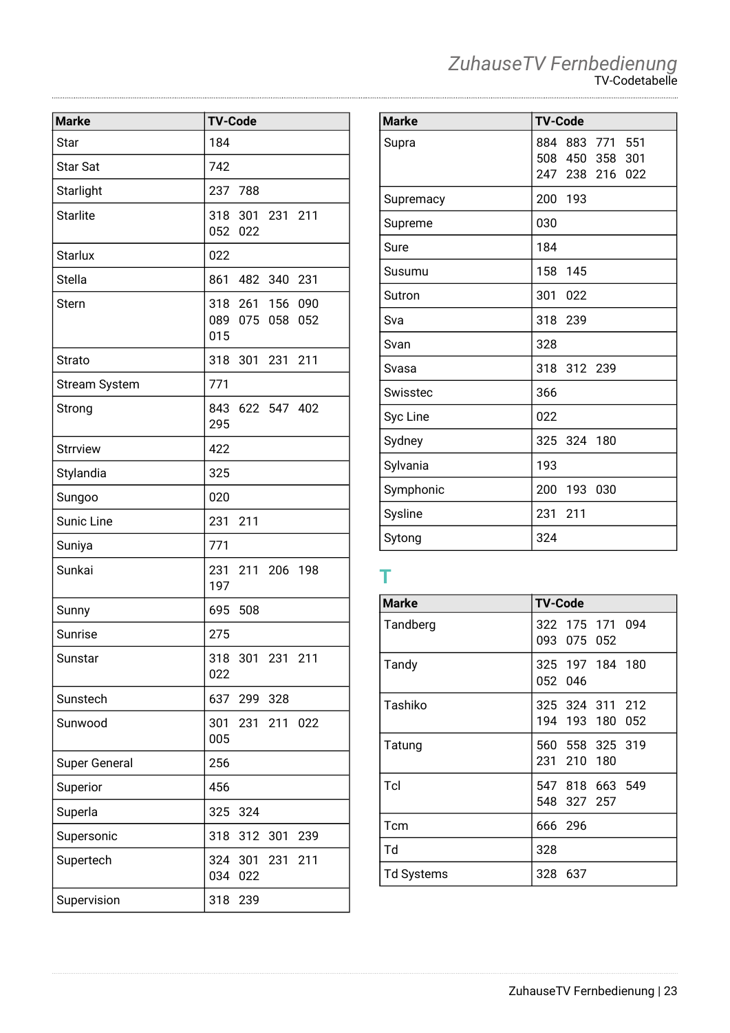| Marke | TV-Code |
|---|---|
| Star | 184 |
| Star Sat | 742 |
| Starlight | 237 788 |
| Starlite | 318 301 231 211 052 022 |
| Starlux | 022 |
| Stella | 861 482 340 231 |
| Stern | 318 261 156 090 089 075 058 052 015 |
| Strato | 318 301 231 211 |
| Stream System | 771 |
| Strong | 843 622 547 402 295 |
| Strrview | 422 |
| Stylandia | 325 |
| Sungoo | 020 |
| Sunic Line | 231 211 |
| Suniya | 771 |
| Sunkai | 231 211 206 198 197 |
| Sunny | 695 508 |
| Sunrise | 275 |
| Sunstar | 318 301 231 211 022 |
| Sunstech | 637 299 328 |
| Sunwood | 301 231 211 022 005 |
| Super General | 256 |
| Superior | 456 |
| Superla | 325 324 |
| Supersonic | 318 312 301 239 |
| Supertech | 324 301 231 211 034 022 |
| Supervision | 318 239 |
| Supra | 884 883 771 551 508 450 358 301 247 238 216 022 |
| Supremacy | 200 193 |
| Supreme | 030 |
| Sure | 184 |
| Susumu | 158 145 |
| Sutron | 301 022 |
| Sva | 318 239 |
| Svan | 328 |
| Svasa | 318 312 239 |
| Swisstec | 366 |
| Syc Line | 022 |
| Sydney | 325 324 180 |
| Sylvania | 193 |
| Symphonic | 200 193 030 |
| Sysline | 231 211 |
| Sytong | 324 |

## T

| Marke | TV-Code |
|---|---|
| Tandberg | 322 175 171 094 093 075 052 |
| Tandy | 325 197 184 180 052 046 |
| Tashiko | 325 324 311 212 194 193 180 052 |
| Tatung | 560 558 325 319 231 210 180 |
| Tcl | 547 818 663 549 548 327 257 |
| Tcm | 666 296 |
| Td | 328 |
| Td Systems | 328 637 |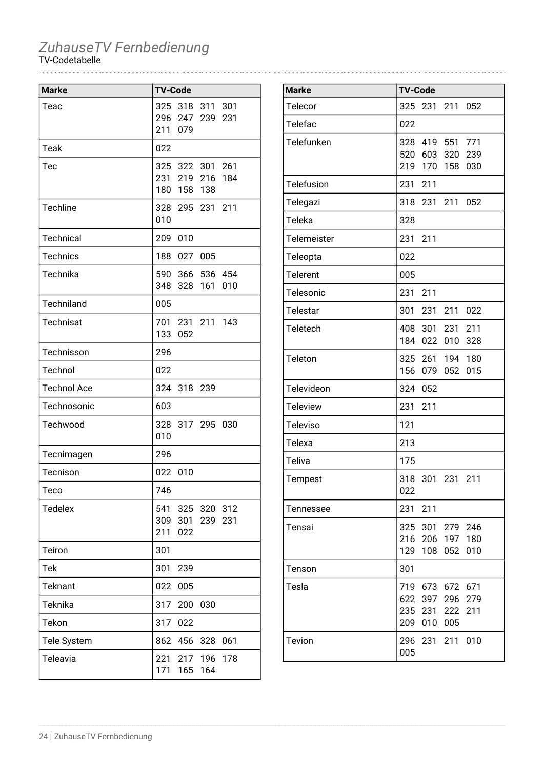*ZuhauseTV Fernbedienung*

TV-Codetabelle

| Marke | TV-Code |
|---|---|
| Teac | 325 318 311 301 296 247 239 231 211 079 |
| Teak | 022 |
| Tec | 325 322 301 261 231 219 216 184 180 158 138 |
| Techline | 328 295 231 211 010 |
| Technical | 209 010 |
| Technics | 188 027 005 |
| Technika | 590 366 536 454 348 328 161 010 |
| Techniland | 005 |
| Technisat | 701 231 211 143 133 052 |
| Technisson | 296 |
| Technol | 022 |
| Technol Ace | 324 318 239 |
| Technosonic | 603 |
| Techwood | 328 317 295 030 010 |
| Tecnimagen | 296 |
| Tecnison | 022 010 |
| Teco | 746 |
| Tedelex | 541 325 320 312 309 301 239 231 211 022 |
| Teiron | 301 |
| Tek | 301 239 |
| Teknant | 022 005 |
| Teknika | 317 200 030 |
| Tekon | 317 022 |
| Tele System | 862 456 328 061 |
| Teleavia | 221 217 196 178 171 165 164 |

| Marke | TV-Code |
|---|---|
| Telecor | 325 231 211 052 |
| Telefac | 022 |
| Telefunken | 328 419 551 771 520 603 320 239 219 170 158 030 |
| Telefusion | 231 211 |
| Telegazi | 318 231 211 052 |
| Teleka | 328 |
| Telemeister | 231 211 |
| Teleopta | 022 |
| Telerent | 005 |
| Telesonic | 231 211 |
| Telestar | 301 231 211 022 |
| Teletech | 408 301 231 211 184 022 010 328 |
| Teleton | 325 261 194 180 156 079 052 015 |
| Televideon | 324 052 |
| Teleview | 231 211 |
| Televiso | 121 |
| Telexa | 213 |
| Teliva | 175 |
| Tempest | 318 301 231 211 022 |
| Tennessee | 231 211 |
| Tensai | 325 301 279 246 216 206 197 180 129 108 052 010 |
| Tenson | 301 |
| Tesla | 719 673 672 671 622 397 296 279 235 231 222 211 209 010 005 |
| Tevion | 296 231 211 010 005 |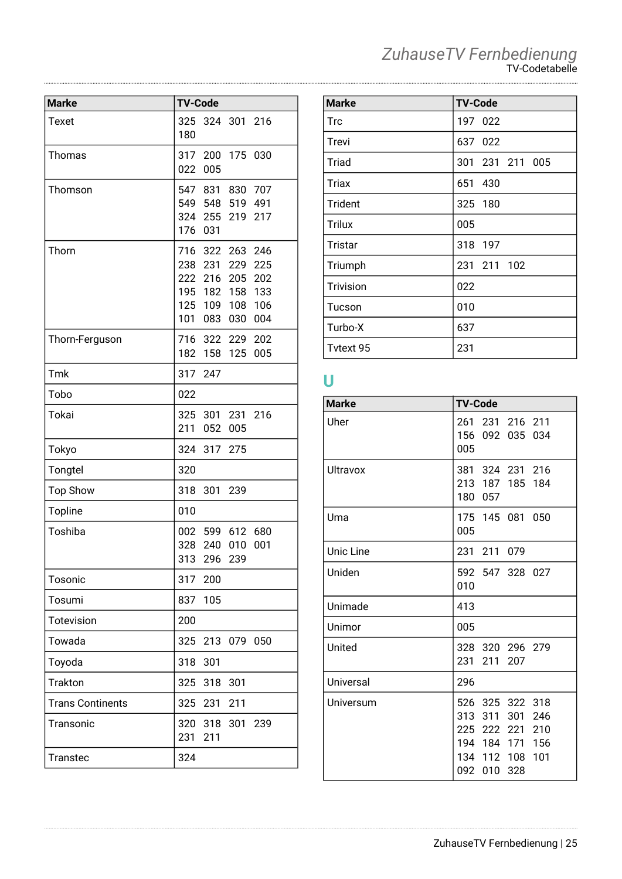| Marke | TV-Code |
|---|---|
| Texet | 325 324 301 216 180 |
| Thomas | 317 200 175 030 022 005 |
| Thomson | 547 831 830 707 549 548 519 491 324 255 219 217 176 031 |
| Thorn | 716 322 263 246 238 231 229 225 222 216 205 202 195 182 158 133 125 109 108 106 101 083 030 004 |
| Thorn-Ferguson | 716 322 229 202 182 158 125 005 |
| Tmk | 317 247 |
| Tobo | 022 |
| Tokai | 325 301 231 216 211 052 005 |
| Tokyo | 324 317 275 |
| Tongtel | 320 |
| Top Show | 318 301 239 |
| Topline | 010 |
| Toshiba | 002 599 612 680 328 240 010 001 313 296 239 |
| Tosonic | 317 200 |
| Tosumi | 837 105 |
| Totevision | 200 |
| Towada | 325 213 079 050 |
| Toyoda | 318 301 |
| Trakton | 325 318 301 |
| Trans Continents | 325 231 211 |
| Transonic | 320 318 301 239 231 211 |
| Transtec | 324 |
| Trc | 197 022 |
| Trevi | 637 022 |
| Triad | 301 231 211 005 |
| Triax | 651 430 |
| Trident | 325 180 |
| Trilux | 005 |
| Tristar | 318 197 |
| Triumph | 231 211 102 |
| Trivision | 022 |
| Tucson | 010 |
| Turbo-X | 637 |
| Tvtext 95 | 231 |

## U

| Marke | TV-Code |
|---|---|
| Uher | 261 231 216 211 156 092 035 034 005 |
| Ultravox | 381 324 231 216 213 187 185 184 180 057 |
| Uma | 175 145 081 050 005 |
| Unic Line | 231 211 079 |
| Uniden | 592 547 328 027 010 |
| Unimade | 413 |
| Unimor | 005 |
| United | 328 320 296 279 231 211 207 |
| Universal | 296 |
| Universum | 526 325 322 318 313 311 301 246 225 222 221 210 194 184 171 156 134 112 108 101 092 010 328 |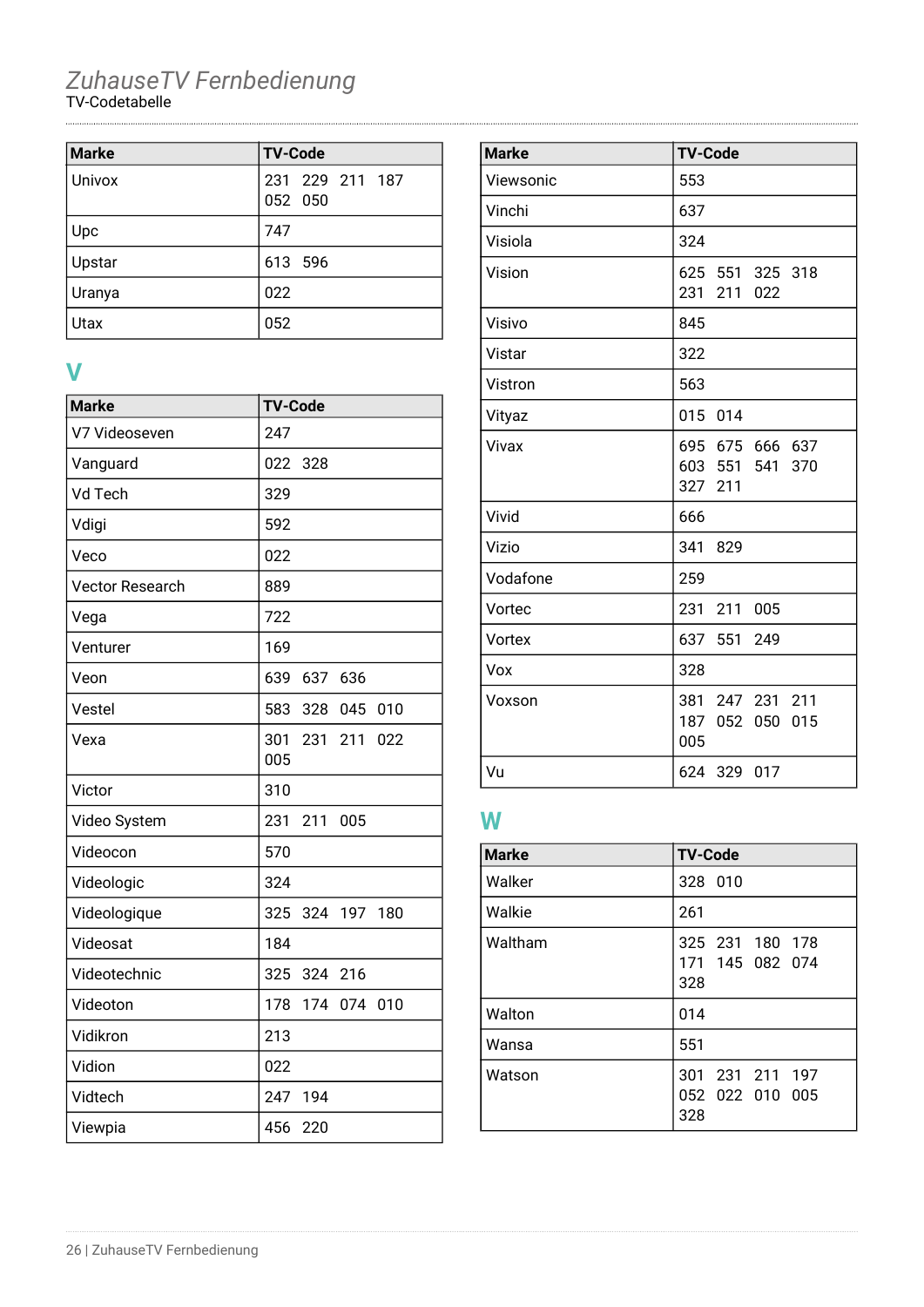# ZuhauseTV Fernbedienung

TV-Codetabelle

| Marke | TV-Code |
|---|---|
| Univox | 231 229 211 187 052 050 |
| Upc | 747 |
| Upstar | 613 596 |
| Uranya | 022 |
| Utax | 052 |

## V

| Marke | TV-Code |
|---|---|
| V7 Videoseven | 247 |
| Vanguard | 022 328 |
| Vd Tech | 329 |
| Vdigi | 592 |
| Veco | 022 |
| Vector Research | 889 |
| Vega | 722 |
| Venturer | 169 |
| Veon | 639 637 636 |
| Vestel | 583 328 045 010 |
| Vexa | 301 231 211 022 005 |
| Victor | 310 |
| Video System | 231 211 005 |
| Videocon | 570 |
| Videologic | 324 |
| Videologique | 325 324 197 180 |
| Videosat | 184 |
| Videotechnic | 325 324 216 |
| Videoton | 178 174 074 010 |
| Vidikron | 213 |
| Vidion | 022 |
| Vidtech | 247 194 |
| Viewpia | 456 220 |

| Marke | TV-Code |
|---|---|
| Viewsonic | 553 |
| Vinchi | 637 |
| Visiola | 324 |
| Vision | 625 551 325 318 231 211 022 |
| Visivo | 845 |
| Vistar | 322 |
| Vistron | 563 |
| Vityaz | 015 014 |
| Vivax | 695 675 666 637 603 551 541 370 327 211 |
| Vivid | 666 |
| Vizio | 341 829 |
| Vodafone | 259 |
| Vortec | 231 211 005 |
| Vortex | 637 551 249 |
| Vox | 328 |
| Voxson | 381 247 231 211 187 052 050 015 005 |
| Vu | 624 329 017 |

## W

| Marke | TV-Code |
|---|---|
| Walker | 328 010 |
| Walkie | 261 |
| Waltham | 325 231 180 178 171 145 082 074 328 |
| Walton | 014 |
| Wansa | 551 |
| Watson | 301 231 211 197 052 022 010 005 328 |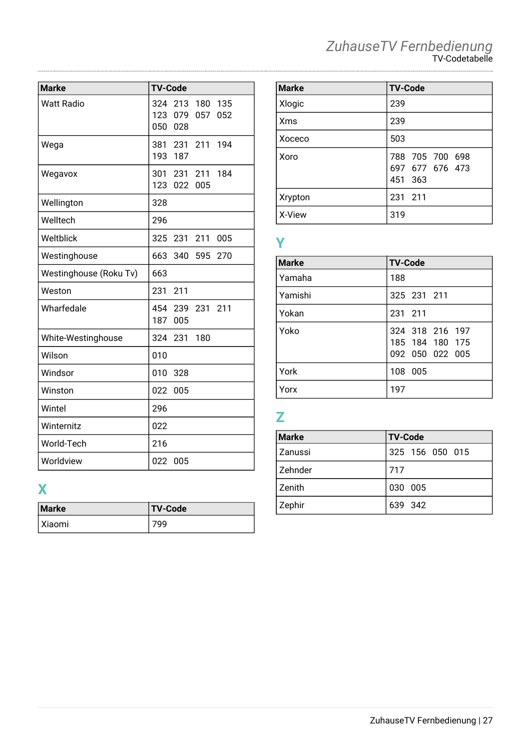| Marke | TV-Code |
|---|---|
| Watt Radio | 324 213 180 135 123 079 057 052 050 028 |
| Wega | 381 231 211 194 193 187 |
| Wegavox | 301 231 211 184 123 022 005 |
| Wellington | 328 |
| Welltech | 296 |
| Weltblick | 325 231 211 005 |
| Westinghouse | 663 340 595 270 |
| Westinghouse (Roku Tv) | 663 |
| Weston | 231 211 |
| Wharfedale | 454 239 231 211 187 005 |
| White-Westinghouse | 324 231 180 |
| Wilson | 010 |
| Windsor | 010 328 |
| Winston | 022 005 |
| Wintel | 296 |
| Winternitz | 022 |
| World-Tech | 216 |
| Worldview | 022 005 |

## X

| Marke | TV-Code |
|---|---|
| Xiaomi | 799 |
| Xlogic | 239 |
| Xms | 239 |
| Xoceco | 503 |
| Xoro | 788 705 700 698 697 677 676 473 451 363 |
| Xrypton | 231 211 |
| X-View | 319 |

## Y

| Marke | TV-Code |
|---|---|
| Yamaha | 188 |
| Yamishi | 325 231 211 |
| Yokan | 231 211 |
| Yoko | 324 318 216 197 185 184 180 175 092 050 022 005 |
| York | 108 005 |
| Yorx | 197 |

## Z

| Marke | TV-Code |
|---|---|
| Zanussi | 325 156 050 015 |
| Zehnder | 717 |
| Zenith | 030 005 |
| Zephir | 639 342 |